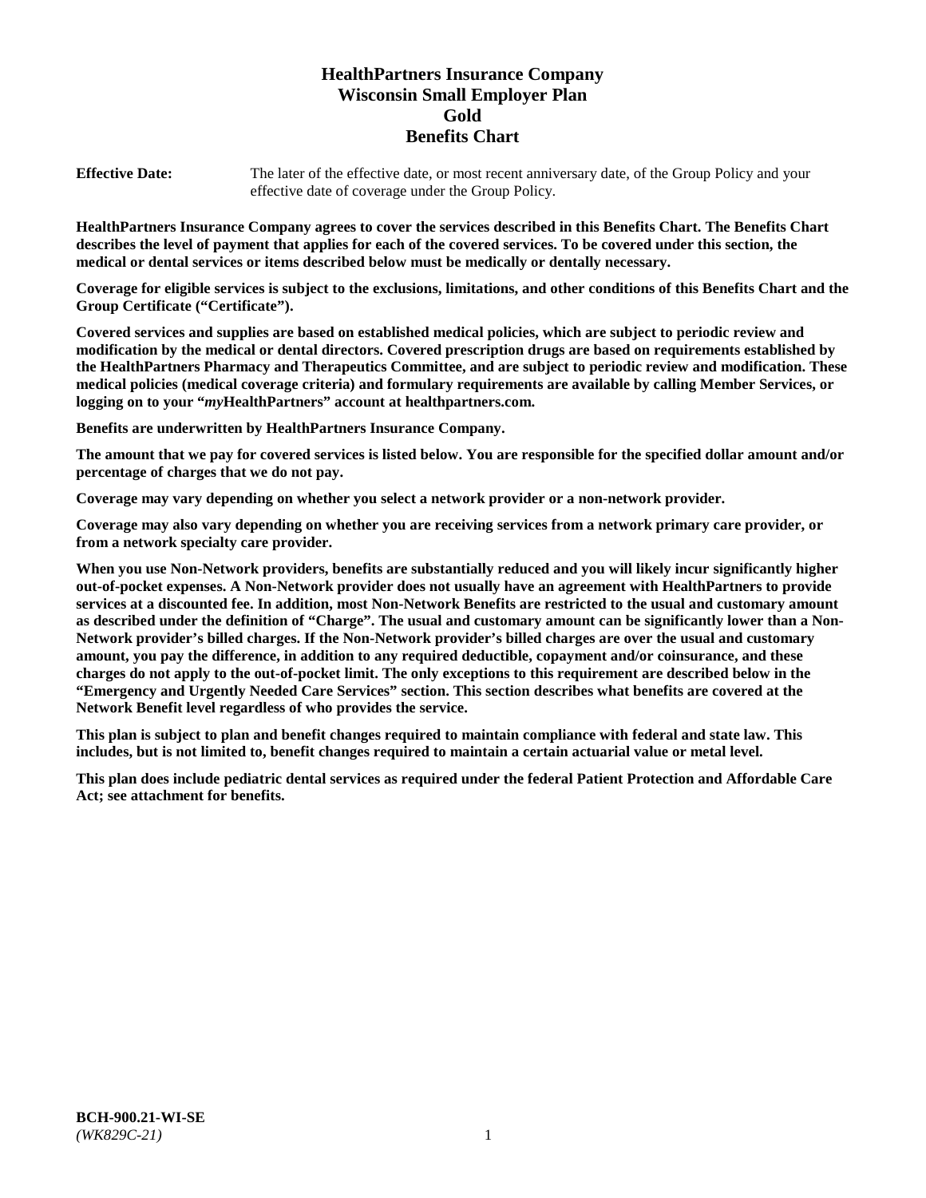# HealthPartners Insurance Company
# Wisconsin Small Employer Plan
# Gold
# Benefits Chart

**Effective Date:** The later of the effective date, or most recent anniversary date, of the Group Policy and your effective date of coverage under the Group Policy.

**HealthPartners Insurance Company agrees to cover the services described in this Benefits Chart. The Benefits Chart describes the level of payment that applies for each of the covered services. To be covered under this section, the medical or dental services or items described below must be medically or dentally necessary.**

**Coverage for eligible services is subject to the exclusions, limitations, and other conditions of this Benefits Chart and the Group Certificate ("Certificate").**

**Covered services and supplies are based on established medical policies, which are subject to periodic review and modification by the medical or dental directors. Covered prescription drugs are based on requirements established by the HealthPartners Pharmacy and Therapeutics Committee, and are subject to periodic review and modification. These medical policies (medical coverage criteria) and formulary requirements are available by calling Member Services, or logging on to your "*my*HealthPartners" account at healthpartners.com.**

**Benefits are underwritten by HealthPartners Insurance Company.**

**The amount that we pay for covered services is listed below. You are responsible for the specified dollar amount and/or percentage of charges that we do not pay.**

**Coverage may vary depending on whether you select a network provider or a non-network provider.**

**Coverage may also vary depending on whether you are receiving services from a network primary care provider, or from a network specialty care provider.**

**When you use Non-Network providers, benefits are substantially reduced and you will likely incur significantly higher out-of-pocket expenses. A Non-Network provider does not usually have an agreement with HealthPartners to provide services at a discounted fee. In addition, most Non-Network Benefits are restricted to the usual and customary amount as described under the definition of "Charge". The usual and customary amount can be significantly lower than a Non-Network provider's billed charges. If the Non-Network provider's billed charges are over the usual and customary amount, you pay the difference, in addition to any required deductible, copayment and/or coinsurance, and these charges do not apply to the out-of-pocket limit. The only exceptions to this requirement are described below in the "Emergency and Urgently Needed Care Services" section. This section describes what benefits are covered at the Network Benefit level regardless of who provides the service.**

**This plan is subject to plan and benefit changes required to maintain compliance with federal and state law. This includes, but is not limited to, benefit changes required to maintain a certain actuarial value or metal level.**

**This plan does include pediatric dental services as required under the federal Patient Protection and Affordable Care Act; see attachment for benefits.**

**BCH-900.21-WI-SE**
*(WK829C-21)*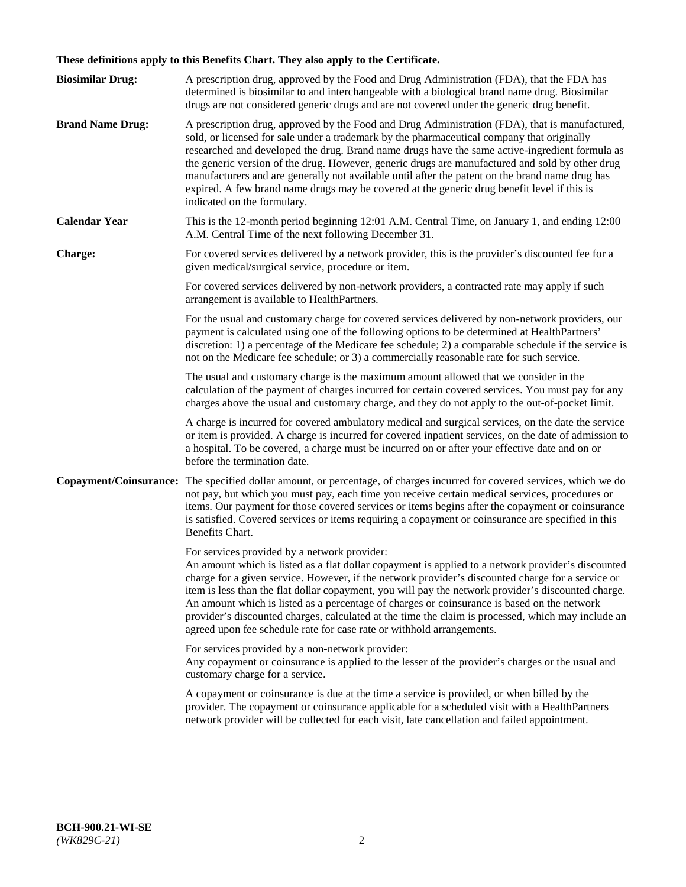**These definitions apply to this Benefits Chart. They also apply to the Certificate.**

**Biosimilar Drug:** A prescription drug, approved by the Food and Drug Administration (FDA), that the FDA has determined is biosimilar to and interchangeable with a biological brand name drug. Biosimilar drugs are not considered generic drugs and are not covered under the generic drug benefit.

**Brand Name Drug:** A prescription drug, approved by the Food and Drug Administration (FDA), that is manufactured, sold, or licensed for sale under a trademark by the pharmaceutical company that originally researched and developed the drug. Brand name drugs have the same active-ingredient formula as the generic version of the drug. However, generic drugs are manufactured and sold by other drug manufacturers and are generally not available until after the patent on the brand name drug has expired. A few brand name drugs may be covered at the generic drug benefit level if this is indicated on the formulary.

**Calendar Year** This is the 12-month period beginning 12:01 A.M. Central Time, on January 1, and ending 12:00 A.M. Central Time of the next following December 31.

**Charge:** For covered services delivered by a network provider, this is the provider's discounted fee for a given medical/surgical service, procedure or item.

For covered services delivered by non-network providers, a contracted rate may apply if such arrangement is available to HealthPartners.

For the usual and customary charge for covered services delivered by non-network providers, our payment is calculated using one of the following options to be determined at HealthPartners' discretion: 1) a percentage of the Medicare fee schedule; 2) a comparable schedule if the service is not on the Medicare fee schedule; or 3) a commercially reasonable rate for such service.

The usual and customary charge is the maximum amount allowed that we consider in the calculation of the payment of charges incurred for certain covered services. You must pay for any charges above the usual and customary charge, and they do not apply to the out-of-pocket limit.

A charge is incurred for covered ambulatory medical and surgical services, on the date the service or item is provided. A charge is incurred for covered inpatient services, on the date of admission to a hospital. To be covered, a charge must be incurred on or after your effective date and on or before the termination date.

**Copayment/Coinsurance:** The specified dollar amount, or percentage, of charges incurred for covered services, which we do not pay, but which you must pay, each time you receive certain medical services, procedures or items. Our payment for those covered services or items begins after the copayment or coinsurance is satisfied. Covered services or items requiring a copayment or coinsurance are specified in this Benefits Chart.

For services provided by a network provider:
An amount which is listed as a flat dollar copayment is applied to a network provider's discounted charge for a given service. However, if the network provider's discounted charge for a service or item is less than the flat dollar copayment, you will pay the network provider's discounted charge. An amount which is listed as a percentage of charges or coinsurance is based on the network provider's discounted charges, calculated at the time the claim is processed, which may include an agreed upon fee schedule rate for case rate or withhold arrangements.

For services provided by a non-network provider:
Any copayment or coinsurance is applied to the lesser of the provider's charges or the usual and customary charge for a service.

A copayment or coinsurance is due at the time a service is provided, or when billed by the provider. The copayment or coinsurance applicable for a scheduled visit with a HealthPartners network provider will be collected for each visit, late cancellation and failed appointment.

**BCH-900.21-WI-SE**
*(WK829C-21)*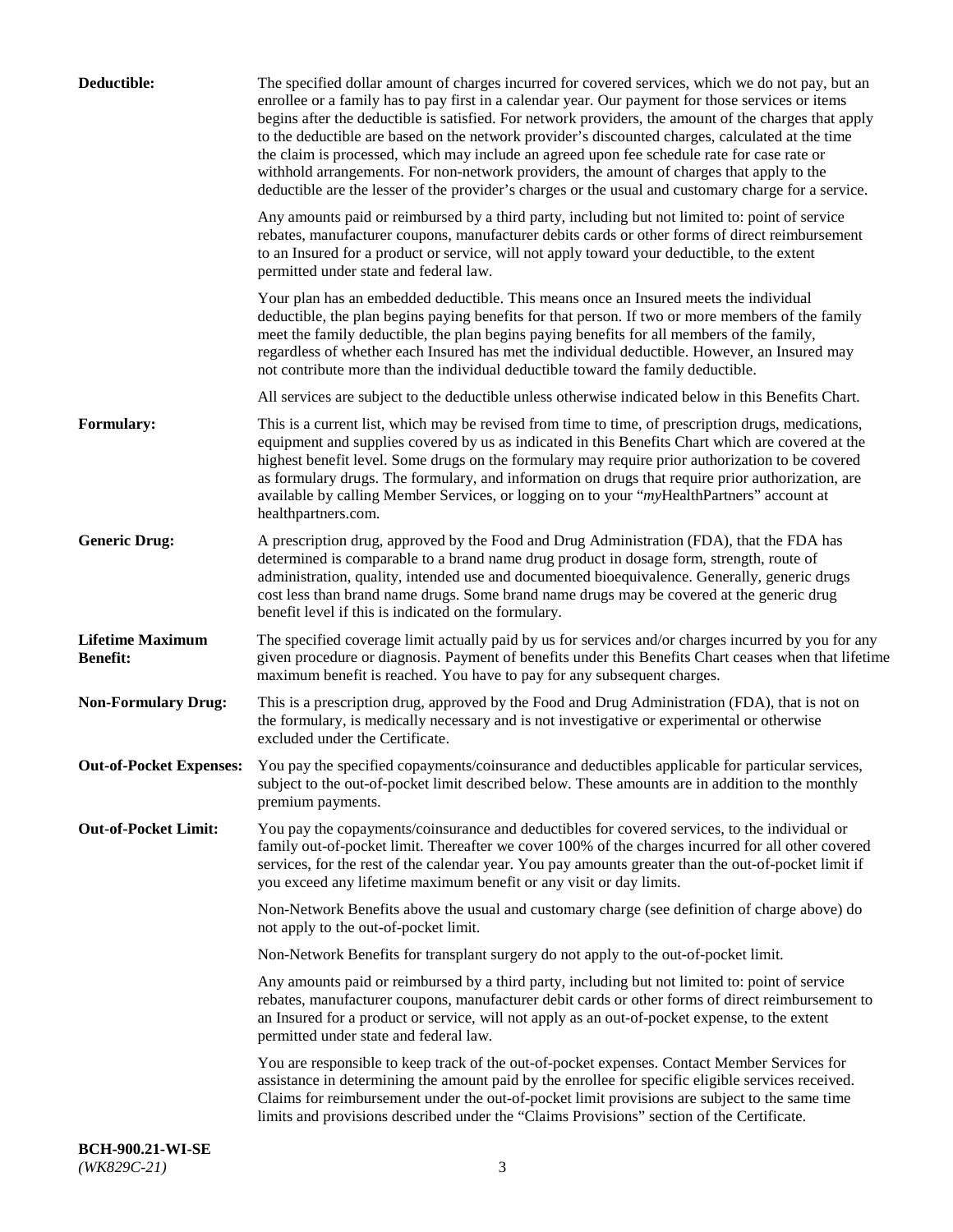**Deductible:** The specified dollar amount of charges incurred for covered services, which we do not pay, but an enrollee or a family has to pay first in a calendar year. Our payment for those services or items begins after the deductible is satisfied. For network providers, the amount of the charges that apply to the deductible are based on the network provider's discounted charges, calculated at the time the claim is processed, which may include an agreed upon fee schedule rate for case rate or withhold arrangements. For non-network providers, the amount of charges that apply to the deductible are the lesser of the provider's charges or the usual and customary charge for a service.

Any amounts paid or reimbursed by a third party, including but not limited to: point of service rebates, manufacturer coupons, manufacturer debits cards or other forms of direct reimbursement to an Insured for a product or service, will not apply toward your deductible, to the extent permitted under state and federal law.

Your plan has an embedded deductible. This means once an Insured meets the individual deductible, the plan begins paying benefits for that person. If two or more members of the family meet the family deductible, the plan begins paying benefits for all members of the family, regardless of whether each Insured has met the individual deductible. However, an Insured may not contribute more than the individual deductible toward the family deductible.

All services are subject to the deductible unless otherwise indicated below in this Benefits Chart.

**Formulary:** This is a current list, which may be revised from time to time, of prescription drugs, medications, equipment and supplies covered by us as indicated in this Benefits Chart which are covered at the highest benefit level. Some drugs on the formulary may require prior authorization to be covered as formulary drugs. The formulary, and information on drugs that require prior authorization, are available by calling Member Services, or logging on to your "*my*HealthPartners" account at healthpartners.com.

**Generic Drug:** A prescription drug, approved by the Food and Drug Administration (FDA), that the FDA has determined is comparable to a brand name drug product in dosage form, strength, route of administration, quality, intended use and documented bioequivalence. Generally, generic drugs cost less than brand name drugs. Some brand name drugs may be covered at the generic drug benefit level if this is indicated on the formulary.

**Lifetime Maximum Benefit:** The specified coverage limit actually paid by us for services and/or charges incurred by you for any given procedure or diagnosis. Payment of benefits under this Benefits Chart ceases when that lifetime maximum benefit is reached. You have to pay for any subsequent charges.

**Non-Formulary Drug:** This is a prescription drug, approved by the Food and Drug Administration (FDA), that is not on the formulary, is medically necessary and is not investigative or experimental or otherwise excluded under the Certificate.

**Out-of-Pocket Expenses:** You pay the specified copayments/coinsurance and deductibles applicable for particular services, subject to the out-of-pocket limit described below. These amounts are in addition to the monthly premium payments.

**Out-of-Pocket Limit:** You pay the copayments/coinsurance and deductibles for covered services, to the individual or family out-of-pocket limit. Thereafter we cover 100% of the charges incurred for all other covered services, for the rest of the calendar year. You pay amounts greater than the out-of-pocket limit if you exceed any lifetime maximum benefit or any visit or day limits.

Non-Network Benefits above the usual and customary charge (see definition of charge above) do not apply to the out-of-pocket limit.

Non-Network Benefits for transplant surgery do not apply to the out-of-pocket limit.

Any amounts paid or reimbursed by a third party, including but not limited to: point of service rebates, manufacturer coupons, manufacturer debit cards or other forms of direct reimbursement to an Insured for a product or service, will not apply as an out-of-pocket expense, to the extent permitted under state and federal law.

You are responsible to keep track of the out-of-pocket expenses. Contact Member Services for assistance in determining the amount paid by the enrollee for specific eligible services received. Claims for reimbursement under the out-of-pocket limit provisions are subject to the same time limits and provisions described under the "Claims Provisions" section of the Certificate.

**BCH-900.21-WI-SE**
*(WK829C-21)*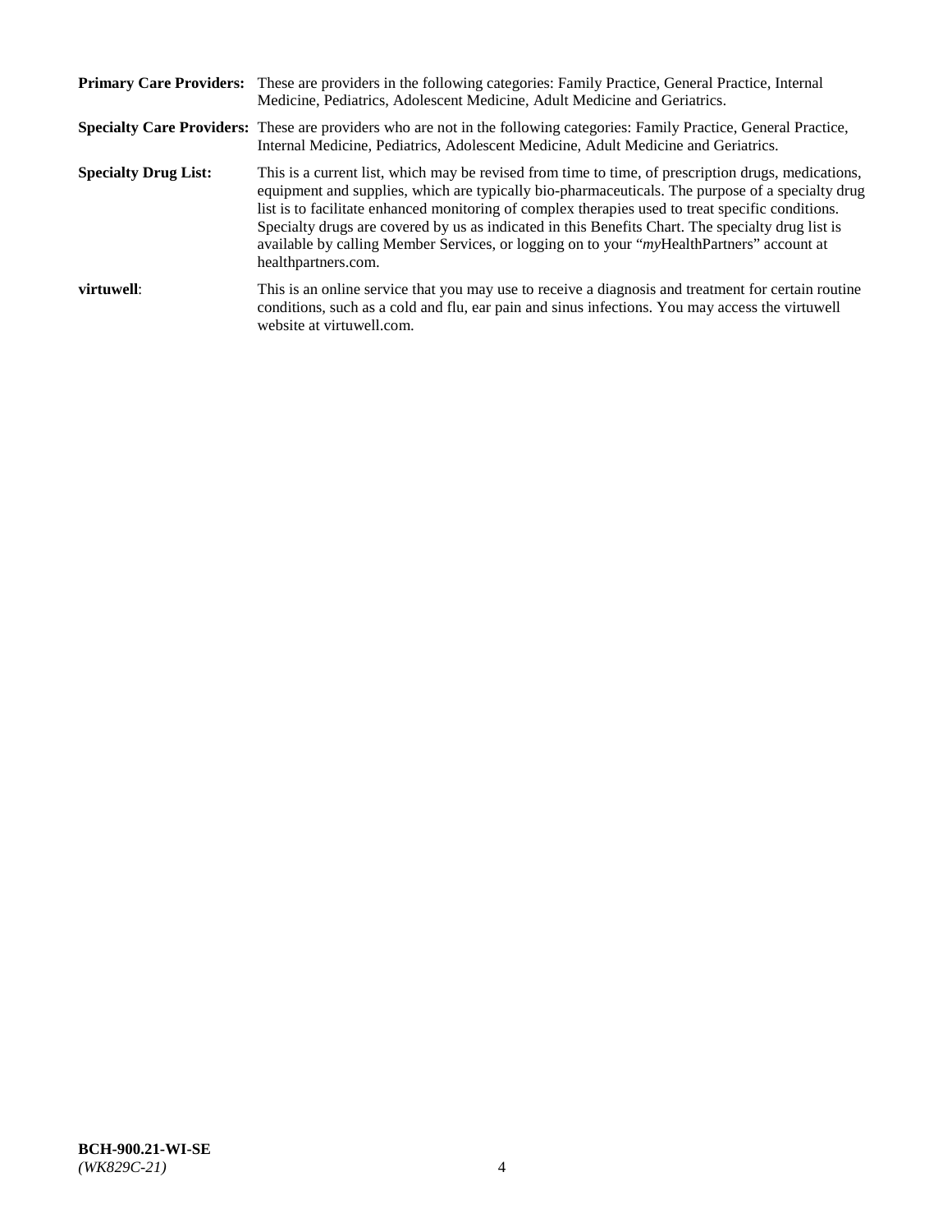**Primary Care Providers:** These are providers in the following categories: Family Practice, General Practice, Internal Medicine, Pediatrics, Adolescent Medicine, Adult Medicine and Geriatrics.

**Specialty Care Providers:** These are providers who are not in the following categories: Family Practice, General Practice, Internal Medicine, Pediatrics, Adolescent Medicine, Adult Medicine and Geriatrics.

**Specialty Drug List:** This is a current list, which may be revised from time to time, of prescription drugs, medications, equipment and supplies, which are typically bio-pharmaceuticals. The purpose of a specialty drug list is to facilitate enhanced monitoring of complex therapies used to treat specific conditions. Specialty drugs are covered by us as indicated in this Benefits Chart. The specialty drug list is available by calling Member Services, or logging on to your "*my*HealthPartners" account at healthpartners.com.

**virtuwell**: This is an online service that you may use to receive a diagnosis and treatment for certain routine conditions, such as a cold and flu, ear pain and sinus infections. You may access the virtuwell website at virtuwell.com.

**BCH-900.21-WI-SE**
*(WK829C-21)*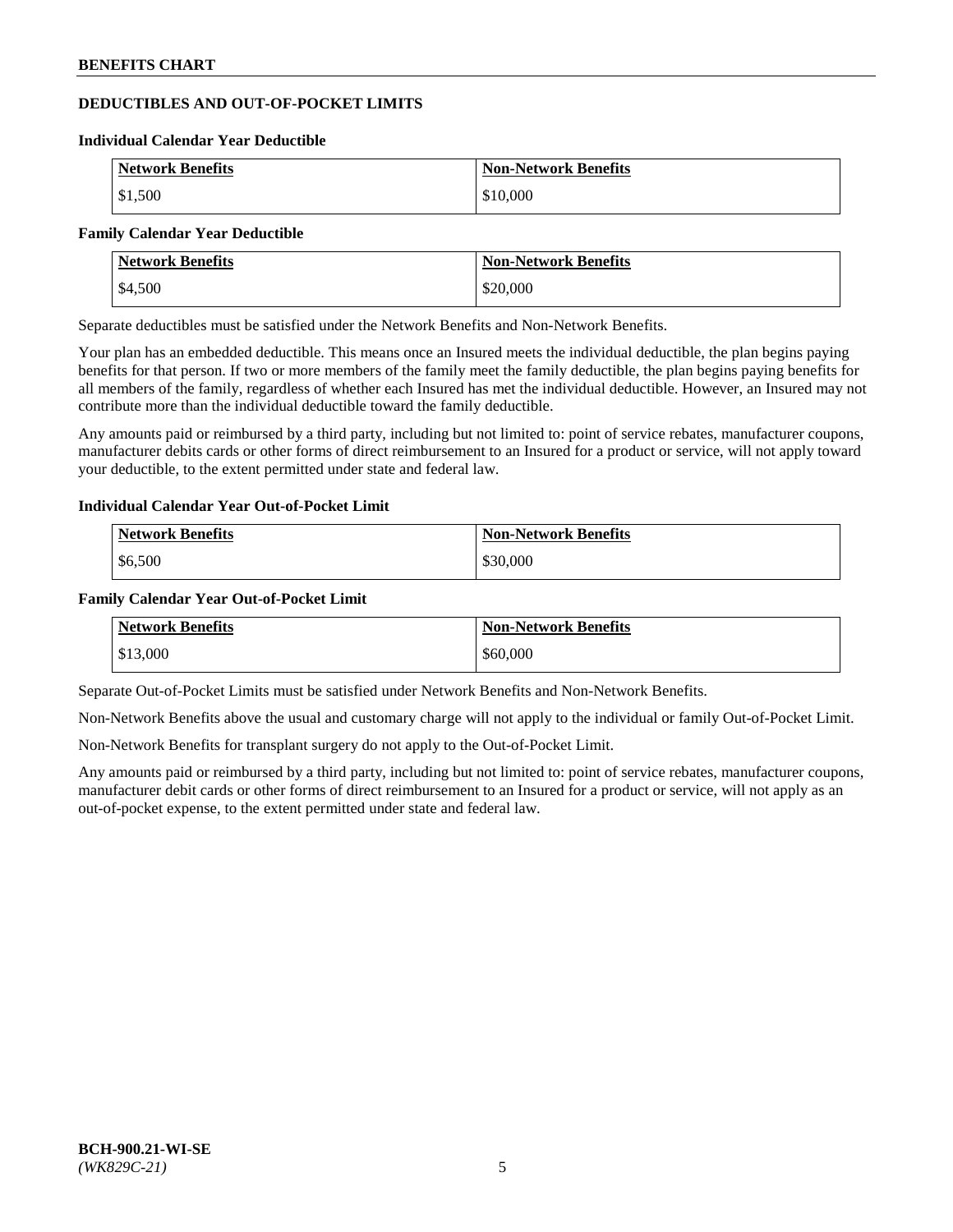## DEDUCTIBLES AND OUT-OF-POCKET LIMITS

### Individual Calendar Year Deductible

| Network Benefits | Non-Network Benefits |
| --- | --- |
| $1,500 | $10,000 |

### Family Calendar Year Deductible

| Network Benefits | Non-Network Benefits |
| --- | --- |
| $4,500 | $20,000 |

Separate deductibles must be satisfied under the Network Benefits and Non-Network Benefits.

Your plan has an embedded deductible. This means once an Insured meets the individual deductible, the plan begins paying benefits for that person. If two or more members of the family meet the family deductible, the plan begins paying benefits for all members of the family, regardless of whether each Insured has met the individual deductible. However, an Insured may not contribute more than the individual deductible toward the family deductible.

Any amounts paid or reimbursed by a third party, including but not limited to: point of service rebates, manufacturer coupons, manufacturer debits cards or other forms of direct reimbursement to an Insured for a product or service, will not apply toward your deductible, to the extent permitted under state and federal law.

### Individual Calendar Year Out-of-Pocket Limit

| Network Benefits | Non-Network Benefits |
| --- | --- |
| $6,500 | $30,000 |

### Family Calendar Year Out-of-Pocket Limit

| Network Benefits | Non-Network Benefits |
| --- | --- |
| $13,000 | $60,000 |

Separate Out-of-Pocket Limits must be satisfied under Network Benefits and Non-Network Benefits.

Non-Network Benefits above the usual and customary charge will not apply to the individual or family Out-of-Pocket Limit.

Non-Network Benefits for transplant surgery do not apply to the Out-of-Pocket Limit.

Any amounts paid or reimbursed by a third party, including but not limited to: point of service rebates, manufacturer coupons, manufacturer debit cards or other forms of direct reimbursement to an Insured for a product or service, will not apply as an out-of-pocket expense, to the extent permitted under state and federal law.

**BCH-900.21-WI-SE**
*(WK829C-21)*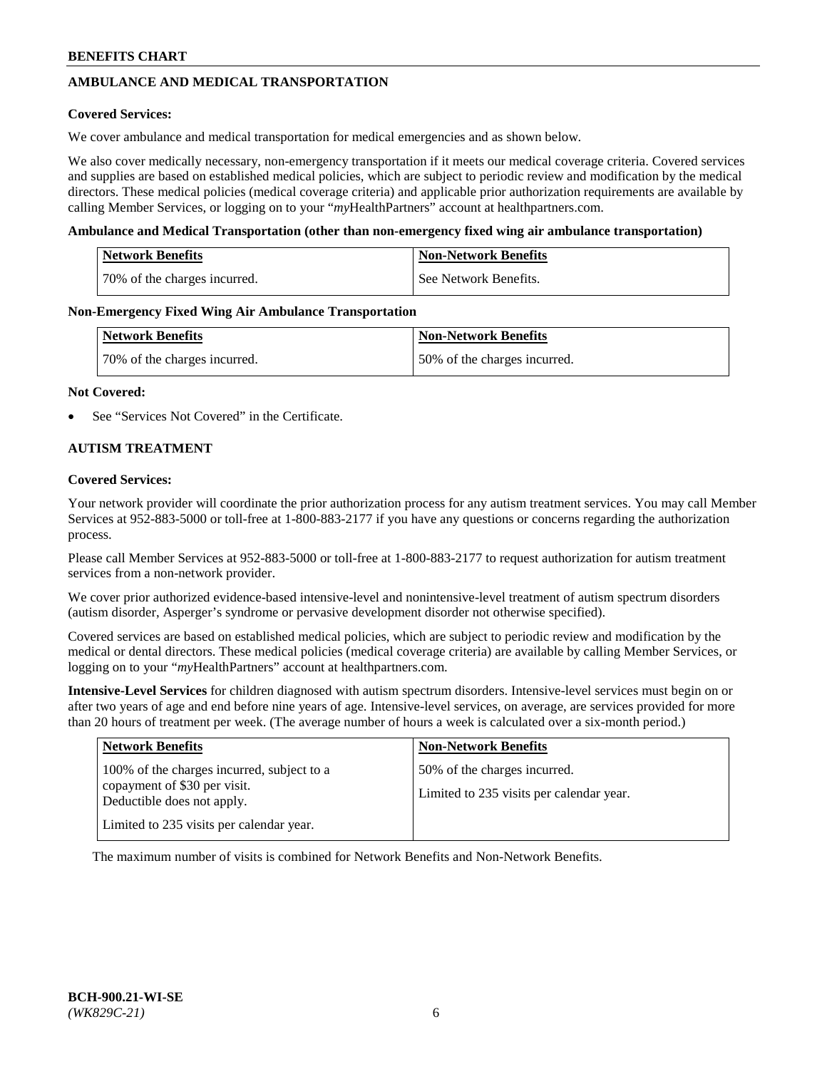## AMBULANCE AND MEDICAL TRANSPORTATION

**Covered Services:**

We cover ambulance and medical transportation for medical emergencies and as shown below.

We also cover medically necessary, non-emergency transportation if it meets our medical coverage criteria. Covered services and supplies are based on established medical policies, which are subject to periodic review and modification by the medical directors. These medical policies (medical coverage criteria) and applicable prior authorization requirements are available by calling Member Services, or logging on to your "*my*HealthPartners" account at healthpartners.com.

**Ambulance and Medical Transportation (other than non-emergency fixed wing air ambulance transportation)**

| Network Benefits | Non-Network Benefits |
|---|---|
| 70% of the charges incurred. | See Network Benefits. |

**Non-Emergency Fixed Wing Air Ambulance Transportation**

| Network Benefits | Non-Network Benefits |
|---|---|
| 70% of the charges incurred. | 50% of the charges incurred. |

**Not Covered:**

- See "Services Not Covered" in the Certificate.

## AUTISM TREATMENT

**Covered Services:**

Your network provider will coordinate the prior authorization process for any autism treatment services. You may call Member Services at 952-883-5000 or toll-free at 1-800-883-2177 if you have any questions or concerns regarding the authorization process.

Please call Member Services at 952-883-5000 or toll-free at 1-800-883-2177 to request authorization for autism treatment services from a non-network provider.

We cover prior authorized evidence-based intensive-level and nonintensive-level treatment of autism spectrum disorders (autism disorder, Asperger's syndrome or pervasive development disorder not otherwise specified).

Covered services are based on established medical policies, which are subject to periodic review and modification by the medical or dental directors. These medical policies (medical coverage criteria) are available by calling Member Services, or logging on to your "*my*HealthPartners" account at healthpartners.com.

**Intensive-Level Services** for children diagnosed with autism spectrum disorders. Intensive-level services must begin on or after two years of age and end before nine years of age. Intensive-level services, on average, are services provided for more than 20 hours of treatment per week. (The average number of hours a week is calculated over a six-month period.)

| Network Benefits | Non-Network Benefits |
|---|---|
| 100% of the charges incurred, subject to a copayment of $30 per visit. Deductible does not apply.<br><br>Limited to 235 visits per calendar year. | 50% of the charges incurred.<br><br>Limited to 235 visits per calendar year. |

The maximum number of visits is combined for Network Benefits and Non-Network Benefits.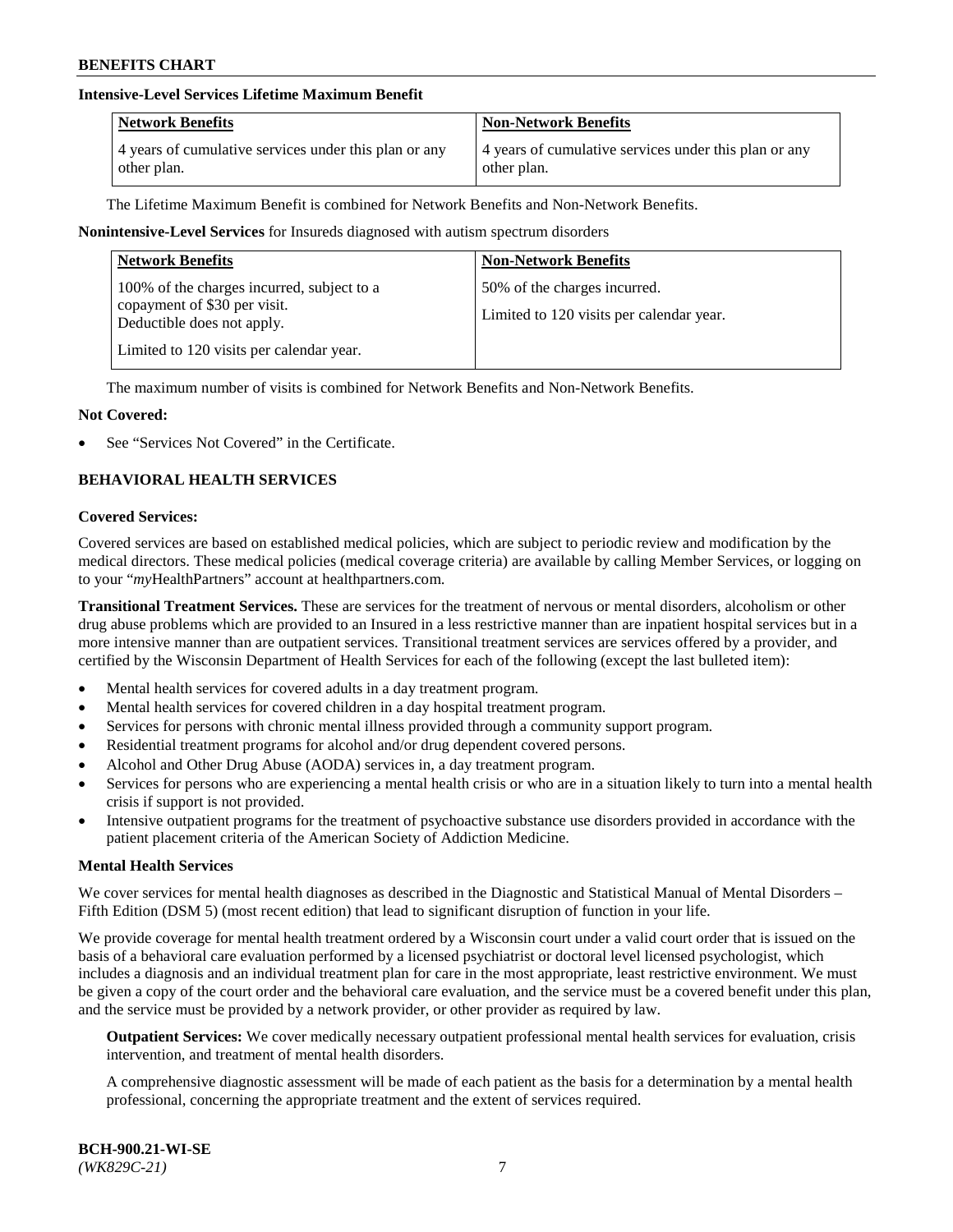**Intensive-Level Services Lifetime Maximum Benefit**

| Network Benefits | Non-Network Benefits |
| --- | --- |
| 4 years of cumulative services under this plan or any other plan. | 4 years of cumulative services under this plan or any other plan. |

The Lifetime Maximum Benefit is combined for Network Benefits and Non-Network Benefits.

**Nonintensive-Level Services** for Insureds diagnosed with autism spectrum disorders

| Network Benefits | Non-Network Benefits |
| --- | --- |
| 100% of the charges incurred, subject to a copayment of $30 per visit. Deductible does not apply.<br><br>Limited to 120 visits per calendar year. | 50% of the charges incurred.<br><br>Limited to 120 visits per calendar year. |

The maximum number of visits is combined for Network Benefits and Non-Network Benefits.

**Not Covered:**

- See "Services Not Covered" in the Certificate.

## BEHAVIORAL HEALTH SERVICES

**Covered Services:**

Covered services are based on established medical policies, which are subject to periodic review and modification by the medical directors. These medical policies (medical coverage criteria) are available by calling Member Services, or logging on to your "*my*HealthPartners" account at healthpartners.com.

**Transitional Treatment Services.** These are services for the treatment of nervous or mental disorders, alcoholism or other drug abuse problems which are provided to an Insured in a less restrictive manner than are inpatient hospital services but in a more intensive manner than are outpatient services. Transitional treatment services are services offered by a provider, and certified by the Wisconsin Department of Health Services for each of the following (except the last bulleted item):

- Mental health services for covered adults in a day treatment program.
- Mental health services for covered children in a day hospital treatment program.
- Services for persons with chronic mental illness provided through a community support program.
- Residential treatment programs for alcohol and/or drug dependent covered persons.
- Alcohol and Other Drug Abuse (AODA) services in, a day treatment program.
- Services for persons who are experiencing a mental health crisis or who are in a situation likely to turn into a mental health crisis if support is not provided.
- Intensive outpatient programs for the treatment of psychoactive substance use disorders provided in accordance with the patient placement criteria of the American Society of Addiction Medicine.

**Mental Health Services**

We cover services for mental health diagnoses as described in the Diagnostic and Statistical Manual of Mental Disorders – Fifth Edition (DSM 5) (most recent edition) that lead to significant disruption of function in your life.

We provide coverage for mental health treatment ordered by a Wisconsin court under a valid court order that is issued on the basis of a behavioral care evaluation performed by a licensed psychiatrist or doctoral level licensed psychologist, which includes a diagnosis and an individual treatment plan for care in the most appropriate, least restrictive environment. We must be given a copy of the court order and the behavioral care evaluation, and the service must be a covered benefit under this plan, and the service must be provided by a network provider, or other provider as required by law.

**Outpatient Services:** We cover medically necessary outpatient professional mental health services for evaluation, crisis intervention, and treatment of mental health disorders.

A comprehensive diagnostic assessment will be made of each patient as the basis for a determination by a mental health professional, concerning the appropriate treatment and the extent of services required.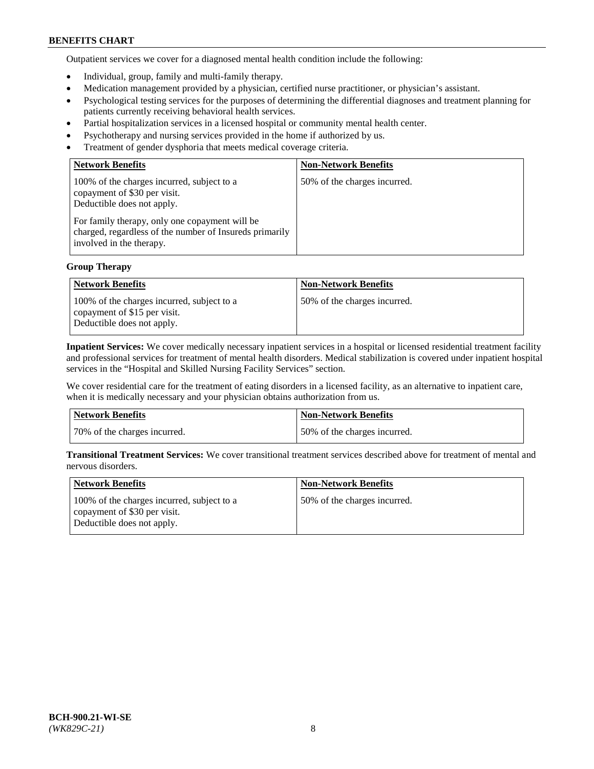Outpatient services we cover for a diagnosed mental health condition include the following:

- Individual, group, family and multi-family therapy.
- Medication management provided by a physician, certified nurse practitioner, or physician's assistant.
- Psychological testing services for the purposes of determining the differential diagnoses and treatment planning for patients currently receiving behavioral health services.
- Partial hospitalization services in a licensed hospital or community mental health center.
- Psychotherapy and nursing services provided in the home if authorized by us.
- Treatment of gender dysphoria that meets medical coverage criteria.

| Network Benefits | Non-Network Benefits |
|---|---|
| 100% of the charges incurred, subject to a copayment of $30 per visit. Deductible does not apply.<br><br>For family therapy, only one copayment will be charged, regardless of the number of Insureds primarily involved in the therapy. | 50% of the charges incurred. |

**Group Therapy**

| Network Benefits | Non-Network Benefits |
|---|---|
| 100% of the charges incurred, subject to a copayment of $15 per visit. Deductible does not apply. | 50% of the charges incurred. |

**Inpatient Services:** We cover medically necessary inpatient services in a hospital or licensed residential treatment facility and professional services for treatment of mental health disorders. Medical stabilization is covered under inpatient hospital services in the "Hospital and Skilled Nursing Facility Services" section.

We cover residential care for the treatment of eating disorders in a licensed facility, as an alternative to inpatient care, when it is medically necessary and your physician obtains authorization from us.

| Network Benefits | Non-Network Benefits |
|---|---|
| 70% of the charges incurred. | 50% of the charges incurred. |

**Transitional Treatment Services:** We cover transitional treatment services described above for treatment of mental and nervous disorders.

| Network Benefits | Non-Network Benefits |
|---|---|
| 100% of the charges incurred, subject to a copayment of $30 per visit. Deductible does not apply. | 50% of the charges incurred. |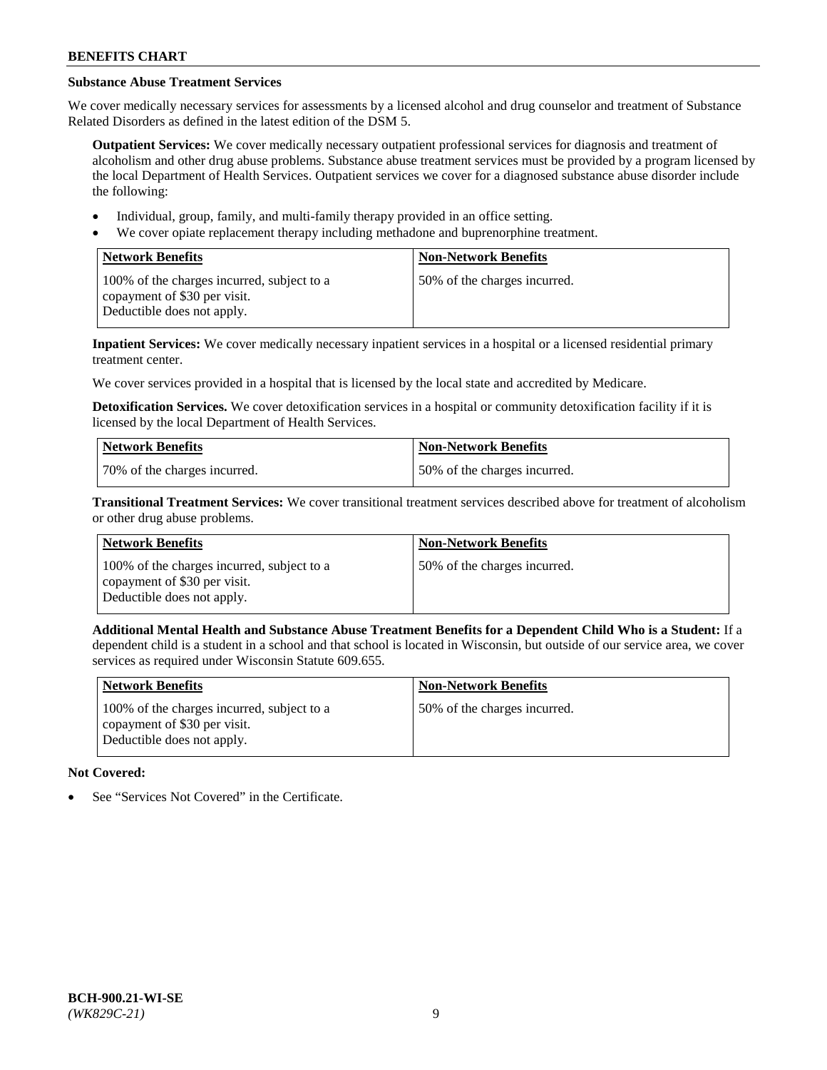### Substance Abuse Treatment Services

We cover medically necessary services for assessments by a licensed alcohol and drug counselor and treatment of Substance Related Disorders as defined in the latest edition of the DSM 5.

**Outpatient Services:** We cover medically necessary outpatient professional services for diagnosis and treatment of alcoholism and other drug abuse problems. Substance abuse treatment services must be provided by a program licensed by the local Department of Health Services. Outpatient services we cover for a diagnosed substance abuse disorder include the following:

- Individual, group, family, and multi-family therapy provided in an office setting.
- We cover opiate replacement therapy including methadone and buprenorphine treatment.

| Network Benefits | Non-Network Benefits |
|---|---|
| 100% of the charges incurred, subject to a copayment of $30 per visit. Deductible does not apply. | 50% of the charges incurred. |

**Inpatient Services:** We cover medically necessary inpatient services in a hospital or a licensed residential primary treatment center.

We cover services provided in a hospital that is licensed by the local state and accredited by Medicare.

**Detoxification Services.** We cover detoxification services in a hospital or community detoxification facility if it is licensed by the local Department of Health Services.

| Network Benefits | Non-Network Benefits |
|---|---|
| 70% of the charges incurred. | 50% of the charges incurred. |

**Transitional Treatment Services:** We cover transitional treatment services described above for treatment of alcoholism or other drug abuse problems.

| Network Benefits | Non-Network Benefits |
|---|---|
| 100% of the charges incurred, subject to a copayment of $30 per visit. Deductible does not apply. | 50% of the charges incurred. |

**Additional Mental Health and Substance Abuse Treatment Benefits for a Dependent Child Who is a Student:** If a dependent child is a student in a school and that school is located in Wisconsin, but outside of our service area, we cover services as required under Wisconsin Statute 609.655.

| Network Benefits | Non-Network Benefits |
|---|---|
| 100% of the charges incurred, subject to a copayment of $30 per visit. Deductible does not apply. | 50% of the charges incurred. |

**Not Covered:**

- See "Services Not Covered" in the Certificate.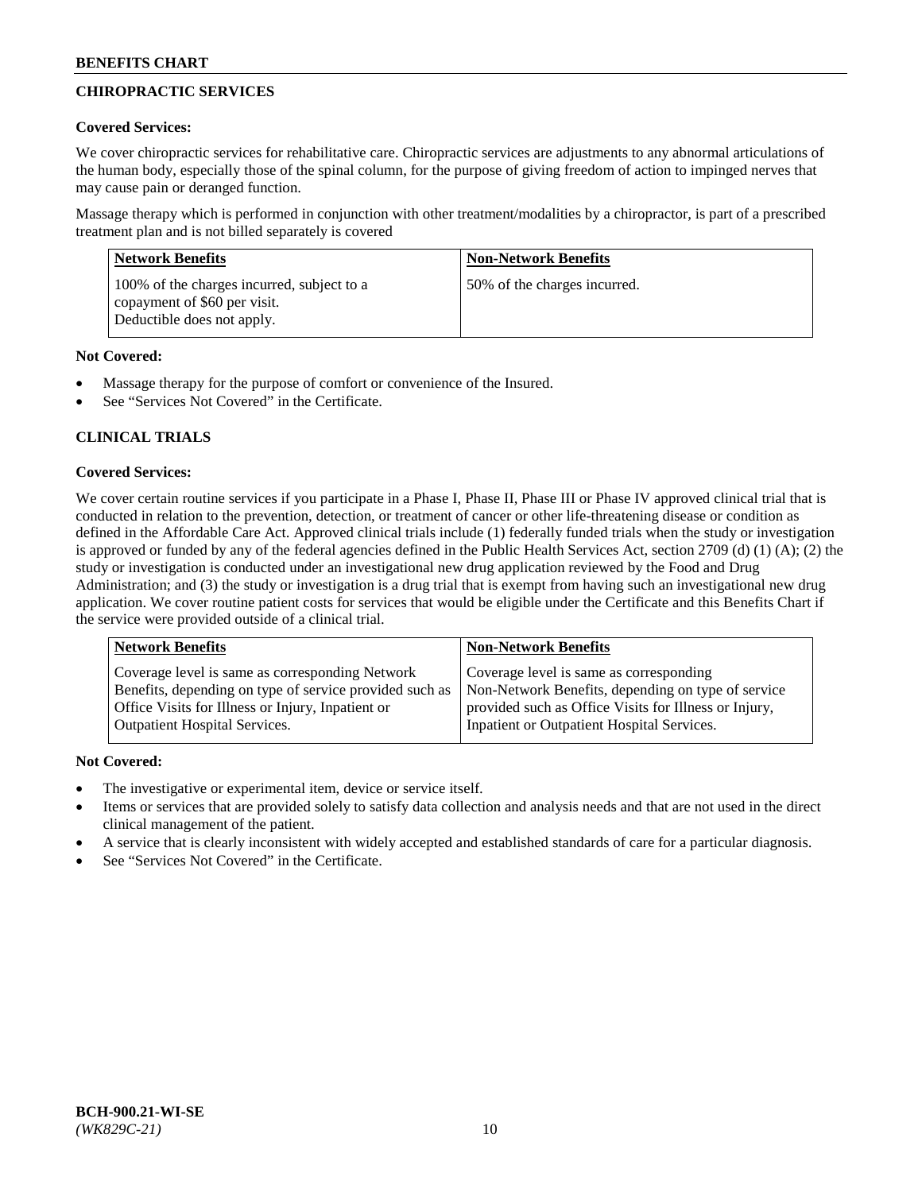## CHIROPRACTIC SERVICES

**Covered Services:**

We cover chiropractic services for rehabilitative care. Chiropractic services are adjustments to any abnormal articulations of the human body, especially those of the spinal column, for the purpose of giving freedom of action to impinged nerves that may cause pain or deranged function.

Massage therapy which is performed in conjunction with other treatment/modalities by a chiropractor, is part of a prescribed treatment plan and is not billed separately is covered

| Network Benefits | Non-Network Benefits |
|---|---|
| 100% of the charges incurred, subject to a copayment of $60 per visit. Deductible does not apply. | 50% of the charges incurred. |

**Not Covered:**

- Massage therapy for the purpose of comfort or convenience of the Insured.
- See "Services Not Covered" in the Certificate.

## CLINICAL TRIALS

**Covered Services:**

We cover certain routine services if you participate in a Phase I, Phase II, Phase III or Phase IV approved clinical trial that is conducted in relation to the prevention, detection, or treatment of cancer or other life-threatening disease or condition as defined in the Affordable Care Act. Approved clinical trials include (1) federally funded trials when the study or investigation is approved or funded by any of the federal agencies defined in the Public Health Services Act, section 2709 (d) (1) (A); (2) the study or investigation is conducted under an investigational new drug application reviewed by the Food and Drug Administration; and (3) the study or investigation is a drug trial that is exempt from having such an investigational new drug application. We cover routine patient costs for services that would be eligible under the Certificate and this Benefits Chart if the service were provided outside of a clinical trial.

| Network Benefits | Non-Network Benefits |
|---|---|
| Coverage level is same as corresponding Network Benefits, depending on type of service provided such as Office Visits for Illness or Injury, Inpatient or Outpatient Hospital Services. | Coverage level is same as corresponding Non-Network Benefits, depending on type of service provided such as Office Visits for Illness or Injury, Inpatient or Outpatient Hospital Services. |

**Not Covered:**

- The investigative or experimental item, device or service itself.
- Items or services that are provided solely to satisfy data collection and analysis needs and that are not used in the direct clinical management of the patient.
- A service that is clearly inconsistent with widely accepted and established standards of care for a particular diagnosis.
- See "Services Not Covered" in the Certificate.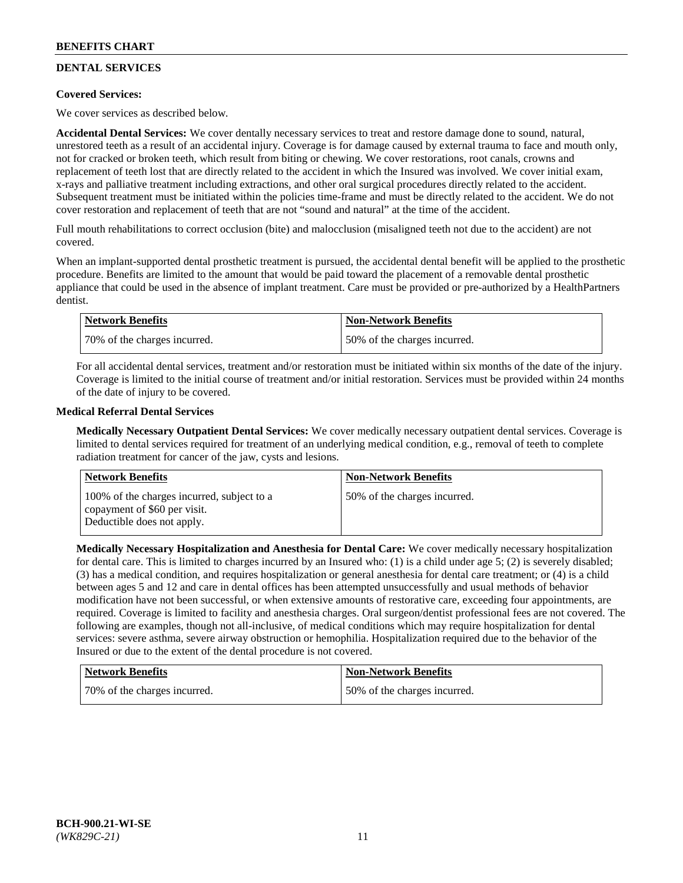## DENTAL SERVICES

**Covered Services:**

We cover services as described below.

**Accidental Dental Services:** We cover dentally necessary services to treat and restore damage done to sound, natural, unrestored teeth as a result of an accidental injury. Coverage is for damage caused by external trauma to face and mouth only, not for cracked or broken teeth, which result from biting or chewing. We cover restorations, root canals, crowns and replacement of teeth lost that are directly related to the accident in which the Insured was involved. We cover initial exam, x-rays and palliative treatment including extractions, and other oral surgical procedures directly related to the accident. Subsequent treatment must be initiated within the policies time-frame and must be directly related to the accident. We do not cover restoration and replacement of teeth that are not "sound and natural" at the time of the accident.

Full mouth rehabilitations to correct occlusion (bite) and malocclusion (misaligned teeth not due to the accident) are not covered.

When an implant-supported dental prosthetic treatment is pursued, the accidental dental benefit will be applied to the prosthetic procedure. Benefits are limited to the amount that would be paid toward the placement of a removable dental prosthetic appliance that could be used in the absence of implant treatment. Care must be provided or pre-authorized by a HealthPartners dentist.

| Network Benefits | Non-Network Benefits |
| --- | --- |
| 70% of the charges incurred. | 50% of the charges incurred. |

For all accidental dental services, treatment and/or restoration must be initiated within six months of the date of the injury. Coverage is limited to the initial course of treatment and/or initial restoration. Services must be provided within 24 months of the date of injury to be covered.

**Medical Referral Dental Services**

**Medically Necessary Outpatient Dental Services:** We cover medically necessary outpatient dental services. Coverage is limited to dental services required for treatment of an underlying medical condition, e.g., removal of teeth to complete radiation treatment for cancer of the jaw, cysts and lesions.

| Network Benefits | Non-Network Benefits |
| --- | --- |
| 100% of the charges incurred, subject to a copayment of $60 per visit. Deductible does not apply. | 50% of the charges incurred. |

**Medically Necessary Hospitalization and Anesthesia for Dental Care:** We cover medically necessary hospitalization for dental care. This is limited to charges incurred by an Insured who: (1) is a child under age 5; (2) is severely disabled; (3) has a medical condition, and requires hospitalization or general anesthesia for dental care treatment; or (4) is a child between ages 5 and 12 and care in dental offices has been attempted unsuccessfully and usual methods of behavior modification have not been successful, or when extensive amounts of restorative care, exceeding four appointments, are required. Coverage is limited to facility and anesthesia charges. Oral surgeon/dentist professional fees are not covered. The following are examples, though not all-inclusive, of medical conditions which may require hospitalization for dental services: severe asthma, severe airway obstruction or hemophilia. Hospitalization required due to the behavior of the Insured or due to the extent of the dental procedure is not covered.

| Network Benefits | Non-Network Benefits |
| --- | --- |
| 70% of the charges incurred. | 50% of the charges incurred. |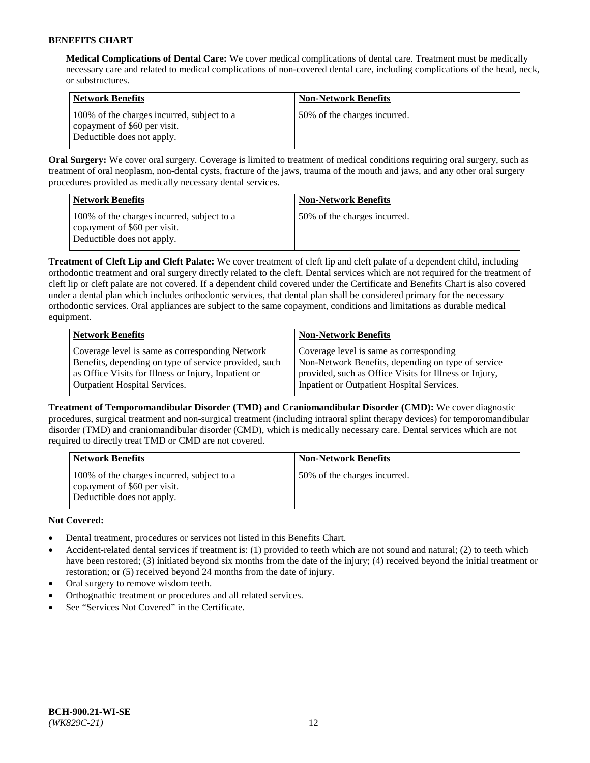**Medical Complications of Dental Care:** We cover medical complications of dental care. Treatment must be medically necessary care and related to medical complications of non-covered dental care, including complications of the head, neck, or substructures.

| Network Benefits | Non-Network Benefits |
| --- | --- |
| 100% of the charges incurred, subject to a copayment of $60 per visit. Deductible does not apply. | 50% of the charges incurred. |

**Oral Surgery:** We cover oral surgery. Coverage is limited to treatment of medical conditions requiring oral surgery, such as treatment of oral neoplasm, non-dental cysts, fracture of the jaws, trauma of the mouth and jaws, and any other oral surgery procedures provided as medically necessary dental services.

| Network Benefits | Non-Network Benefits |
| --- | --- |
| 100% of the charges incurred, subject to a copayment of $60 per visit. Deductible does not apply. | 50% of the charges incurred. |

**Treatment of Cleft Lip and Cleft Palate:** We cover treatment of cleft lip and cleft palate of a dependent child, including orthodontic treatment and oral surgery directly related to the cleft. Dental services which are not required for the treatment of cleft lip or cleft palate are not covered. If a dependent child covered under the Certificate and Benefits Chart is also covered under a dental plan which includes orthodontic services, that dental plan shall be considered primary for the necessary orthodontic services. Oral appliances are subject to the same copayment, conditions and limitations as durable medical equipment.

| Network Benefits | Non-Network Benefits |
| --- | --- |
| Coverage level is same as corresponding Network Benefits, depending on type of service provided, such as Office Visits for Illness or Injury, Inpatient or Outpatient Hospital Services. | Coverage level is same as corresponding Non-Network Benefits, depending on type of service provided, such as Office Visits for Illness or Injury, Inpatient or Outpatient Hospital Services. |

**Treatment of Temporomandibular Disorder (TMD) and Craniomandibular Disorder (CMD):** We cover diagnostic procedures, surgical treatment and non-surgical treatment (including intraoral splint therapy devices) for temporomandibular disorder (TMD) and craniomandibular disorder (CMD), which is medically necessary care. Dental services which are not required to directly treat TMD or CMD are not covered.

| Network Benefits | Non-Network Benefits |
| --- | --- |
| 100% of the charges incurred, subject to a copayment of $60 per visit. Deductible does not apply. | 50% of the charges incurred. |

**Not Covered:**

- Dental treatment, procedures or services not listed in this Benefits Chart.
- Accident-related dental services if treatment is: (1) provided to teeth which are not sound and natural; (2) to teeth which have been restored; (3) initiated beyond six months from the date of the injury; (4) received beyond the initial treatment or restoration; or (5) received beyond 24 months from the date of injury.
- Oral surgery to remove wisdom teeth.
- Orthognathic treatment or procedures and all related services.
- See "Services Not Covered" in the Certificate.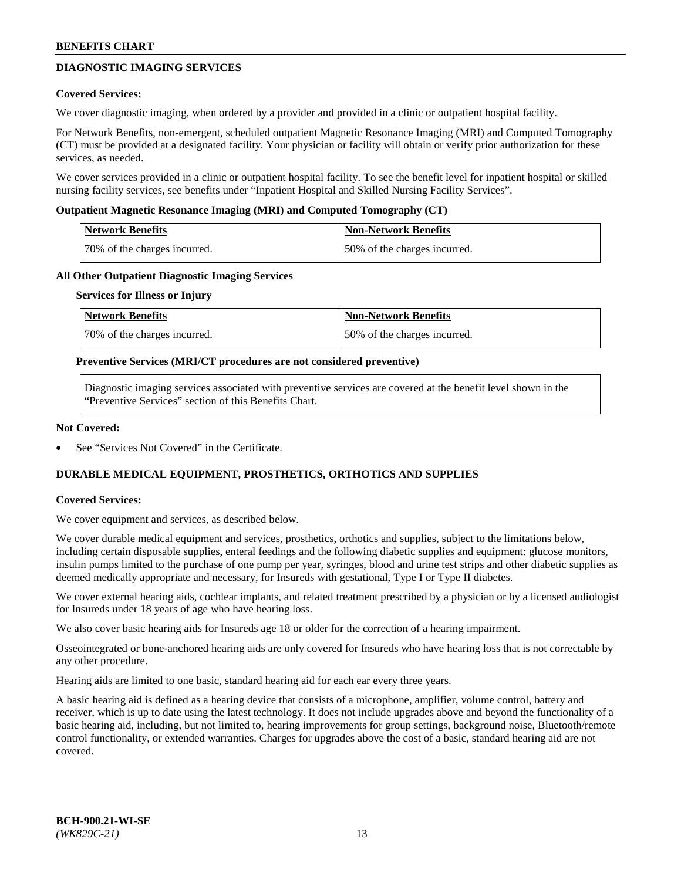## DIAGNOSTIC IMAGING SERVICES

**Covered Services:**

We cover diagnostic imaging, when ordered by a provider and provided in a clinic or outpatient hospital facility.

For Network Benefits, non-emergent, scheduled outpatient Magnetic Resonance Imaging (MRI) and Computed Tomography (CT) must be provided at a designated facility. Your physician or facility will obtain or verify prior authorization for these services, as needed.

We cover services provided in a clinic or outpatient hospital facility. To see the benefit level for inpatient hospital or skilled nursing facility services, see benefits under "Inpatient Hospital and Skilled Nursing Facility Services".

**Outpatient Magnetic Resonance Imaging (MRI) and Computed Tomography (CT)**

| Network Benefits | Non-Network Benefits |
|---|---|
| 70% of the charges incurred. | 50% of the charges incurred. |

**All Other Outpatient Diagnostic Imaging Services**

**Services for Illness or Injury**

| Network Benefits | Non-Network Benefits |
|---|---|
| 70% of the charges incurred. | 50% of the charges incurred. |

**Preventive Services (MRI/CT procedures are not considered preventive)**

Diagnostic imaging services associated with preventive services are covered at the benefit level shown in the "Preventive Services" section of this Benefits Chart.

**Not Covered:**

- See "Services Not Covered" in the Certificate.

## DURABLE MEDICAL EQUIPMENT, PROSTHETICS, ORTHOTICS AND SUPPLIES

**Covered Services:**

We cover equipment and services, as described below.

We cover durable medical equipment and services, prosthetics, orthotics and supplies, subject to the limitations below, including certain disposable supplies, enteral feedings and the following diabetic supplies and equipment: glucose monitors, insulin pumps limited to the purchase of one pump per year, syringes, blood and urine test strips and other diabetic supplies as deemed medically appropriate and necessary, for Insureds with gestational, Type I or Type II diabetes.

We cover external hearing aids, cochlear implants, and related treatment prescribed by a physician or by a licensed audiologist for Insureds under 18 years of age who have hearing loss.

We also cover basic hearing aids for Insureds age 18 or older for the correction of a hearing impairment.

Osseointegrated or bone-anchored hearing aids are only covered for Insureds who have hearing loss that is not correctable by any other procedure.

Hearing aids are limited to one basic, standard hearing aid for each ear every three years.

A basic hearing aid is defined as a hearing device that consists of a microphone, amplifier, volume control, battery and receiver, which is up to date using the latest technology. It does not include upgrades above and beyond the functionality of a basic hearing aid, including, but not limited to, hearing improvements for group settings, background noise, Bluetooth/remote control functionality, or extended warranties. Charges for upgrades above the cost of a basic, standard hearing aid are not covered.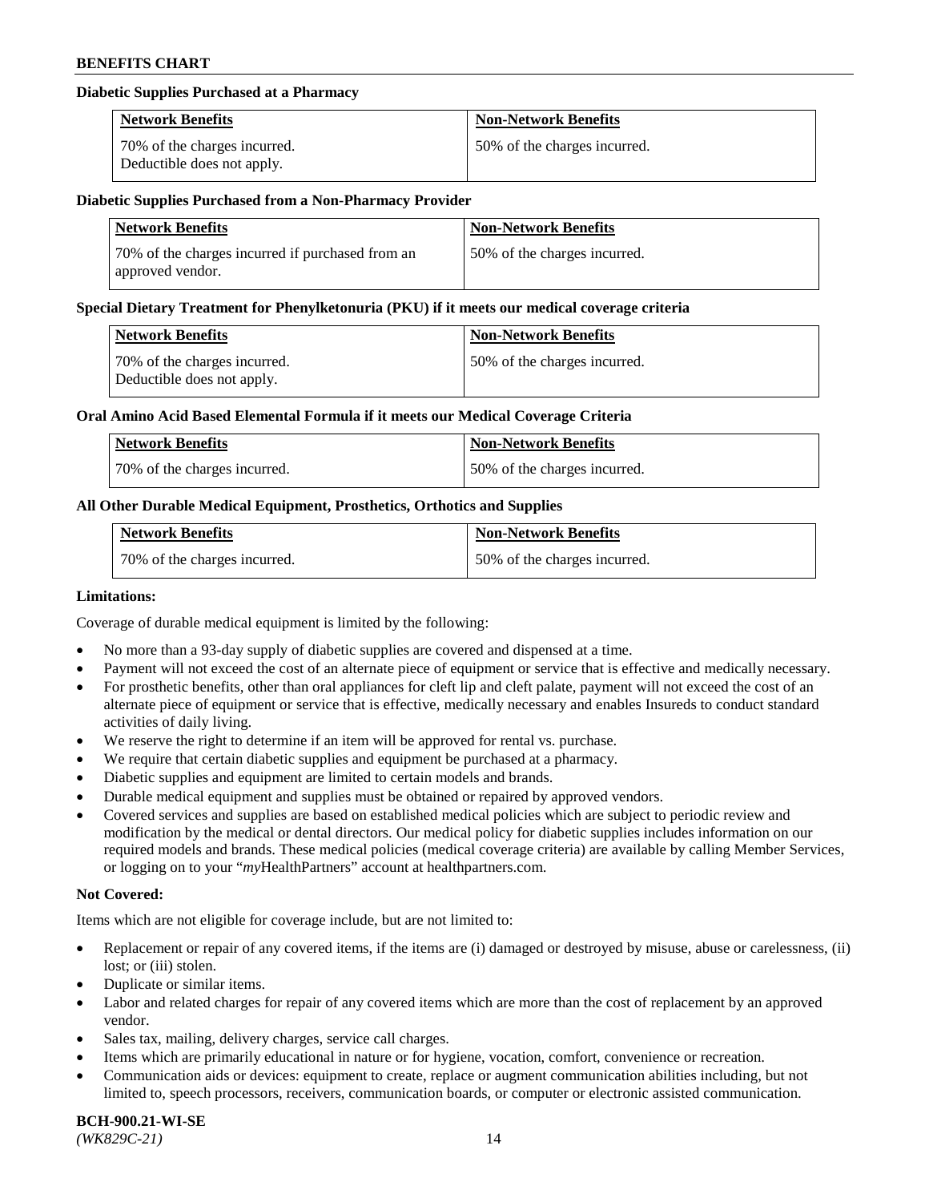### Diabetic Supplies Purchased at a Pharmacy

| Network Benefits | Non-Network Benefits |
| --- | --- |
| 70% of the charges incurred. Deductible does not apply. | 50% of the charges incurred. |

### Diabetic Supplies Purchased from a Non-Pharmacy Provider

| Network Benefits | Non-Network Benefits |
| --- | --- |
| 70% of the charges incurred if purchased from an approved vendor. | 50% of the charges incurred. |

### Special Dietary Treatment for Phenylketonuria (PKU) if it meets our medical coverage criteria

| Network Benefits | Non-Network Benefits |
| --- | --- |
| 70% of the charges incurred. Deductible does not apply. | 50% of the charges incurred. |

### Oral Amino Acid Based Elemental Formula if it meets our Medical Coverage Criteria

| Network Benefits | Non-Network Benefits |
| --- | --- |
| 70% of the charges incurred. | 50% of the charges incurred. |

### All Other Durable Medical Equipment, Prosthetics, Orthotics and Supplies

| Network Benefits | Non-Network Benefits |
| --- | --- |
| 70% of the charges incurred. | 50% of the charges incurred. |

**Limitations:**

Coverage of durable medical equipment is limited by the following:

- No more than a 93-day supply of diabetic supplies are covered and dispensed at a time.
- Payment will not exceed the cost of an alternate piece of equipment or service that is effective and medically necessary.
- For prosthetic benefits, other than oral appliances for cleft lip and cleft palate, payment will not exceed the cost of an alternate piece of equipment or service that is effective, medically necessary and enables Insureds to conduct standard activities of daily living.
- We reserve the right to determine if an item will be approved for rental vs. purchase.
- We require that certain diabetic supplies and equipment be purchased at a pharmacy.
- Diabetic supplies and equipment are limited to certain models and brands.
- Durable medical equipment and supplies must be obtained or repaired by approved vendors.
- Covered services and supplies are based on established medical policies which are subject to periodic review and modification by the medical or dental directors. Our medical policy for diabetic supplies includes information on our required models and brands. These medical policies (medical coverage criteria) are available by calling Member Services, or logging on to your "*my*HealthPartners" account at healthpartners.com.

**Not Covered:**

Items which are not eligible for coverage include, but are not limited to:

- Replacement or repair of any covered items, if the items are (i) damaged or destroyed by misuse, abuse or carelessness, (ii) lost; or (iii) stolen.
- Duplicate or similar items.
- Labor and related charges for repair of any covered items which are more than the cost of replacement by an approved vendor.
- Sales tax, mailing, delivery charges, service call charges.
- Items which are primarily educational in nature or for hygiene, vocation, comfort, convenience or recreation.
- Communication aids or devices: equipment to create, replace or augment communication abilities including, but not limited to, speech processors, receivers, communication boards, or computer or electronic assisted communication.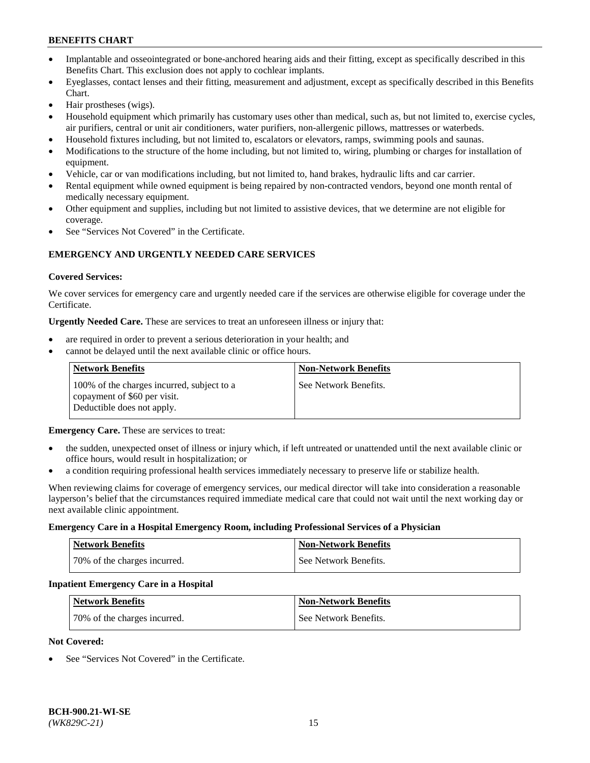- Implantable and osseointegrated or bone-anchored hearing aids and their fitting, except as specifically described in this Benefits Chart. This exclusion does not apply to cochlear implants.
- Eyeglasses, contact lenses and their fitting, measurement and adjustment, except as specifically described in this Benefits Chart.
- Hair prostheses (wigs).
- Household equipment which primarily has customary uses other than medical, such as, but not limited to, exercise cycles, air purifiers, central or unit air conditioners, water purifiers, non-allergenic pillows, mattresses or waterbeds.
- Household fixtures including, but not limited to, escalators or elevators, ramps, swimming pools and saunas.
- Modifications to the structure of the home including, but not limited to, wiring, plumbing or charges for installation of equipment.
- Vehicle, car or van modifications including, but not limited to, hand brakes, hydraulic lifts and car carrier.
- Rental equipment while owned equipment is being repaired by non-contracted vendors, beyond one month rental of medically necessary equipment.
- Other equipment and supplies, including but not limited to assistive devices, that we determine are not eligible for coverage.
- See "Services Not Covered" in the Certificate.

## EMERGENCY AND URGENTLY NEEDED CARE SERVICES

**Covered Services:**

We cover services for emergency care and urgently needed care if the services are otherwise eligible for coverage under the Certificate.

**Urgently Needed Care.** These are services to treat an unforeseen illness or injury that:

- are required in order to prevent a serious deterioration in your health; and
- cannot be delayed until the next available clinic or office hours.

| Network Benefits | Non-Network Benefits |
|---|---|
| 100% of the charges incurred, subject to a copayment of $60 per visit. Deductible does not apply. | See Network Benefits. |

**Emergency Care.** These are services to treat:

- the sudden, unexpected onset of illness or injury which, if left untreated or unattended until the next available clinic or office hours, would result in hospitalization; or
- a condition requiring professional health services immediately necessary to preserve life or stabilize health.

When reviewing claims for coverage of emergency services, our medical director will take into consideration a reasonable layperson's belief that the circumstances required immediate medical care that could not wait until the next working day or next available clinic appointment.

**Emergency Care in a Hospital Emergency Room, including Professional Services of a Physician**

| Network Benefits | Non-Network Benefits |
|---|---|
| 70% of the charges incurred. | See Network Benefits. |

**Inpatient Emergency Care in a Hospital**

| Network Benefits | Non-Network Benefits |
|---|---|
| 70% of the charges incurred. | See Network Benefits. |

**Not Covered:**

- See "Services Not Covered" in the Certificate.

**BCH-900.21-WI-SE**
*(WK829C-21)*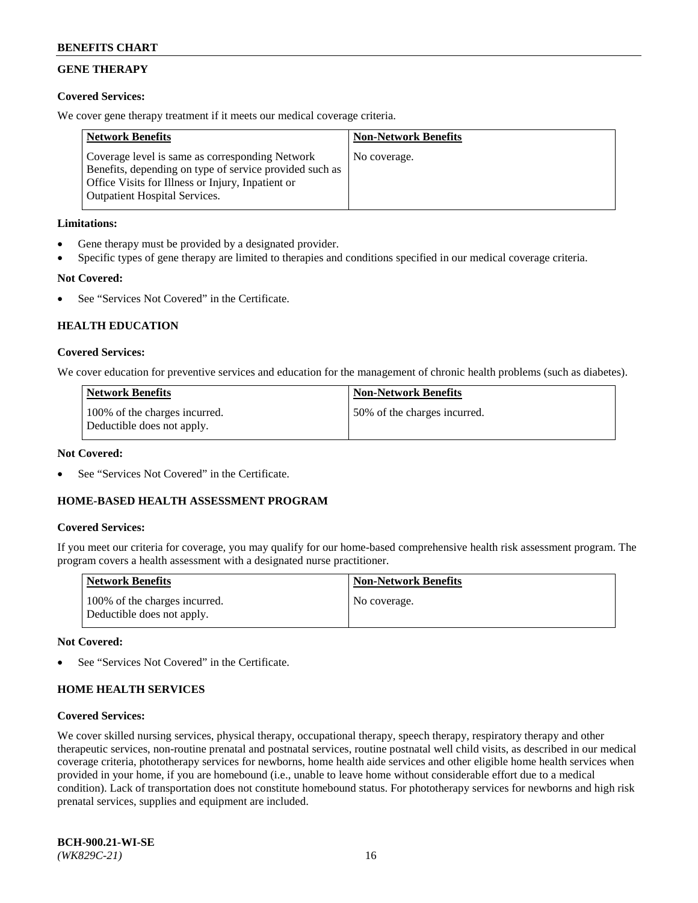## GENE THERAPY

**Covered Services:**

We cover gene therapy treatment if it meets our medical coverage criteria.

| Network Benefits | Non-Network Benefits |
|---|---|
| Coverage level is same as corresponding Network Benefits, depending on type of service provided such as Office Visits for Illness or Injury, Inpatient or Outpatient Hospital Services. | No coverage. |

**Limitations:**

- Gene therapy must be provided by a designated provider.
- Specific types of gene therapy are limited to therapies and conditions specified in our medical coverage criteria.

**Not Covered:**

- See "Services Not Covered" in the Certificate.

## HEALTH EDUCATION

**Covered Services:**

We cover education for preventive services and education for the management of chronic health problems (such as diabetes).

| Network Benefits | Non-Network Benefits |
|---|---|
| 100% of the charges incurred. Deductible does not apply. | 50% of the charges incurred. |

**Not Covered:**

- See "Services Not Covered" in the Certificate.

## HOME-BASED HEALTH ASSESSMENT PROGRAM

**Covered Services:**

If you meet our criteria for coverage, you may qualify for our home-based comprehensive health risk assessment program. The program covers a health assessment with a designated nurse practitioner.

| Network Benefits | Non-Network Benefits |
|---|---|
| 100% of the charges incurred. Deductible does not apply. | No coverage. |

**Not Covered:**

- See "Services Not Covered" in the Certificate.

## HOME HEALTH SERVICES

**Covered Services:**

We cover skilled nursing services, physical therapy, occupational therapy, speech therapy, respiratory therapy and other therapeutic services, non-routine prenatal and postnatal services, routine postnatal well child visits, as described in our medical coverage criteria, phototherapy services for newborns, home health aide services and other eligible home health services when provided in your home, if you are homebound (i.e., unable to leave home without considerable effort due to a medical condition). Lack of transportation does not constitute homebound status. For phototherapy services for newborns and high risk prenatal services, supplies and equipment are included.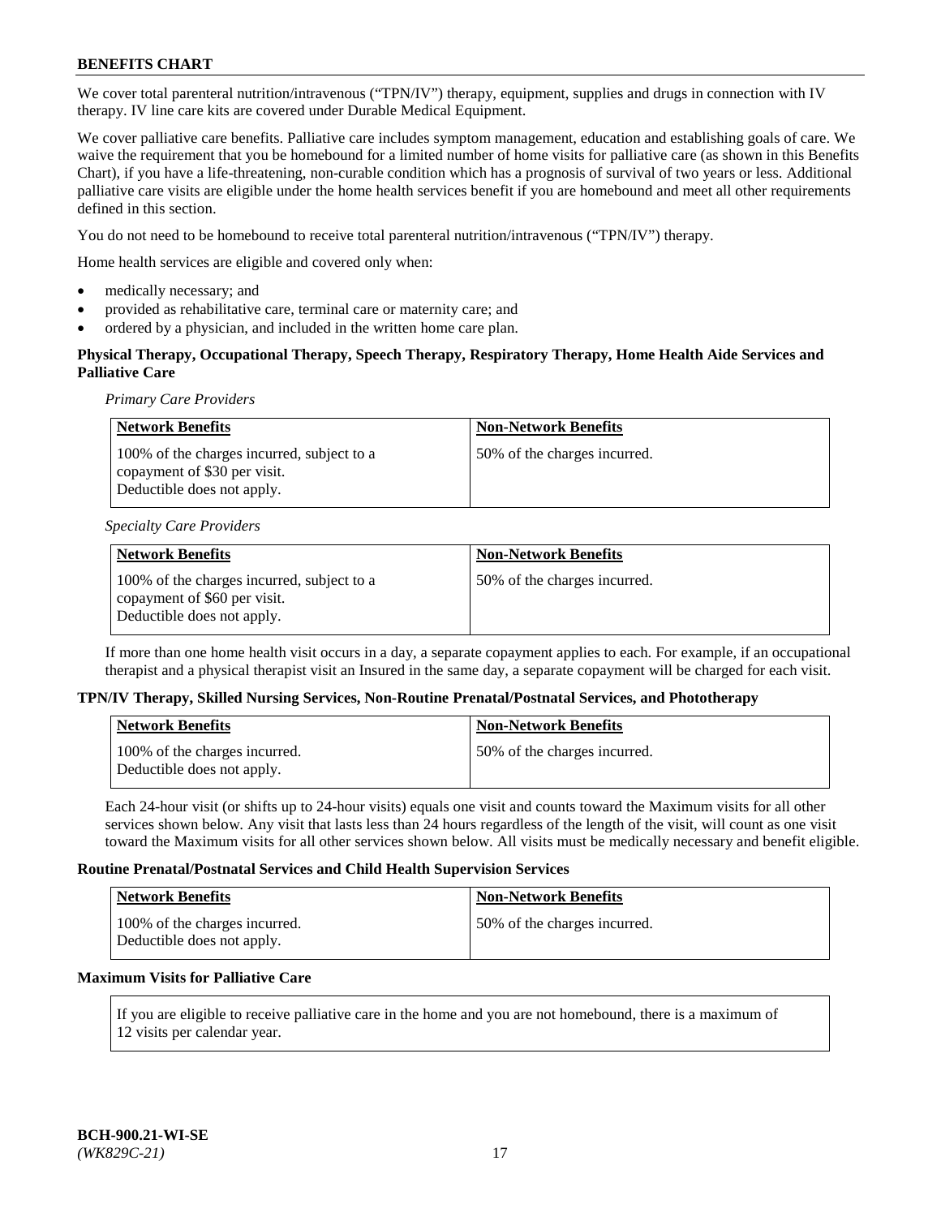We cover total parenteral nutrition/intravenous ("TPN/IV") therapy, equipment, supplies and drugs in connection with IV therapy. IV line care kits are covered under Durable Medical Equipment.

We cover palliative care benefits. Palliative care includes symptom management, education and establishing goals of care. We waive the requirement that you be homebound for a limited number of home visits for palliative care (as shown in this Benefits Chart), if you have a life-threatening, non-curable condition which has a prognosis of survival of two years or less. Additional palliative care visits are eligible under the home health services benefit if you are homebound and meet all other requirements defined in this section.

You do not need to be homebound to receive total parenteral nutrition/intravenous ("TPN/IV") therapy.

Home health services are eligible and covered only when:

- medically necessary; and
- provided as rehabilitative care, terminal care or maternity care; and
- ordered by a physician, and included in the written home care plan.

**Physical Therapy, Occupational Therapy, Speech Therapy, Respiratory Therapy, Home Health Aide Services and Palliative Care**

*Primary Care Providers*

| Network Benefits | Non-Network Benefits |
|---|---|
| 100% of the charges incurred, subject to a copayment of $30 per visit. Deductible does not apply. | 50% of the charges incurred. |

*Specialty Care Providers*

| Network Benefits | Non-Network Benefits |
|---|---|
| 100% of the charges incurred, subject to a copayment of $60 per visit. Deductible does not apply. | 50% of the charges incurred. |

If more than one home health visit occurs in a day, a separate copayment applies to each. For example, if an occupational therapist and a physical therapist visit an Insured in the same day, a separate copayment will be charged for each visit.

**TPN/IV Therapy, Skilled Nursing Services, Non-Routine Prenatal/Postnatal Services, and Phototherapy**

| Network Benefits | Non-Network Benefits |
|---|---|
| 100% of the charges incurred. Deductible does not apply. | 50% of the charges incurred. |

Each 24-hour visit (or shifts up to 24-hour visits) equals one visit and counts toward the Maximum visits for all other services shown below. Any visit that lasts less than 24 hours regardless of the length of the visit, will count as one visit toward the Maximum visits for all other services shown below. All visits must be medically necessary and benefit eligible.

**Routine Prenatal/Postnatal Services and Child Health Supervision Services**

| Network Benefits | Non-Network Benefits |
|---|---|
| 100% of the charges incurred. Deductible does not apply. | 50% of the charges incurred. |

**Maximum Visits for Palliative Care**

If you are eligible to receive palliative care in the home and you are not homebound, there is a maximum of 12 visits per calendar year.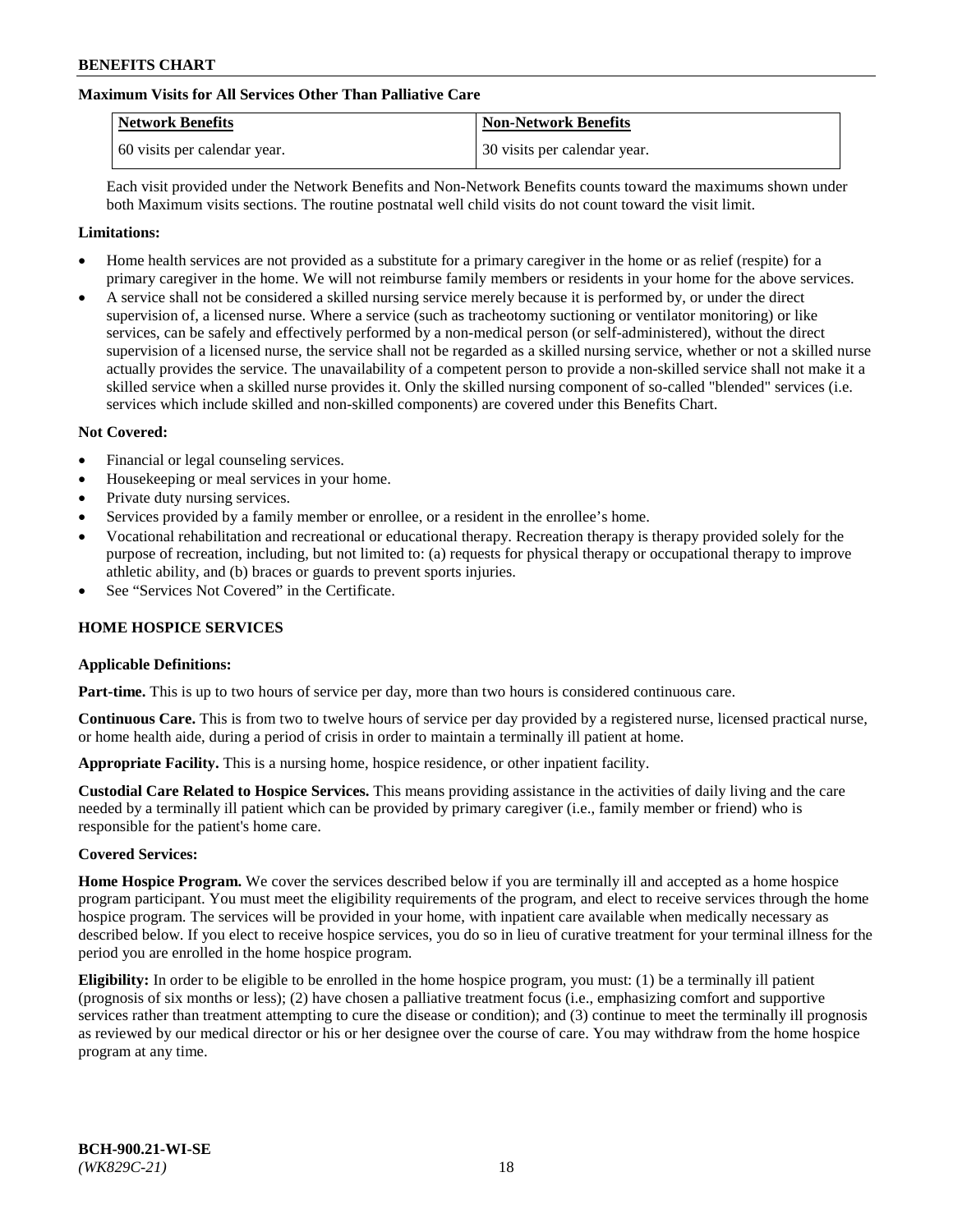**Maximum Visits for All Services Other Than Palliative Care**

| Network Benefits | Non-Network Benefits |
| --- | --- |
| 60 visits per calendar year. | 30 visits per calendar year. |

Each visit provided under the Network Benefits and Non-Network Benefits counts toward the maximums shown under both Maximum visits sections. The routine postnatal well child visits do not count toward the visit limit.

**Limitations:**

- Home health services are not provided as a substitute for a primary caregiver in the home or as relief (respite) for a primary caregiver in the home. We will not reimburse family members or residents in your home for the above services.
- A service shall not be considered a skilled nursing service merely because it is performed by, or under the direct supervision of, a licensed nurse. Where a service (such as tracheotomy suctioning or ventilator monitoring) or like services, can be safely and effectively performed by a non-medical person (or self-administered), without the direct supervision of a licensed nurse, the service shall not be regarded as a skilled nursing service, whether or not a skilled nurse actually provides the service. The unavailability of a competent person to provide a non-skilled service shall not make it a skilled service when a skilled nurse provides it. Only the skilled nursing component of so-called "blended" services (i.e. services which include skilled and non-skilled components) are covered under this Benefits Chart.

**Not Covered:**

- Financial or legal counseling services.
- Housekeeping or meal services in your home.
- Private duty nursing services.
- Services provided by a family member or enrollee, or a resident in the enrollee's home.
- Vocational rehabilitation and recreational or educational therapy. Recreation therapy is therapy provided solely for the purpose of recreation, including, but not limited to: (a) requests for physical therapy or occupational therapy to improve athletic ability, and (b) braces or guards to prevent sports injuries.
- See "Services Not Covered" in the Certificate.

## HOME HOSPICE SERVICES

**Applicable Definitions:**

**Part-time.** This is up to two hours of service per day, more than two hours is considered continuous care.

**Continuous Care.** This is from two to twelve hours of service per day provided by a registered nurse, licensed practical nurse, or home health aide, during a period of crisis in order to maintain a terminally ill patient at home.

**Appropriate Facility.** This is a nursing home, hospice residence, or other inpatient facility.

**Custodial Care Related to Hospice Services.** This means providing assistance in the activities of daily living and the care needed by a terminally ill patient which can be provided by primary caregiver (i.e., family member or friend) who is responsible for the patient's home care.

**Covered Services:**

**Home Hospice Program.** We cover the services described below if you are terminally ill and accepted as a home hospice program participant. You must meet the eligibility requirements of the program, and elect to receive services through the home hospice program. The services will be provided in your home, with inpatient care available when medically necessary as described below. If you elect to receive hospice services, you do so in lieu of curative treatment for your terminal illness for the period you are enrolled in the home hospice program.

**Eligibility:** In order to be eligible to be enrolled in the home hospice program, you must: (1) be a terminally ill patient (prognosis of six months or less); (2) have chosen a palliative treatment focus (i.e., emphasizing comfort and supportive services rather than treatment attempting to cure the disease or condition); and (3) continue to meet the terminally ill prognosis as reviewed by our medical director or his or her designee over the course of care. You may withdraw from the home hospice program at any time.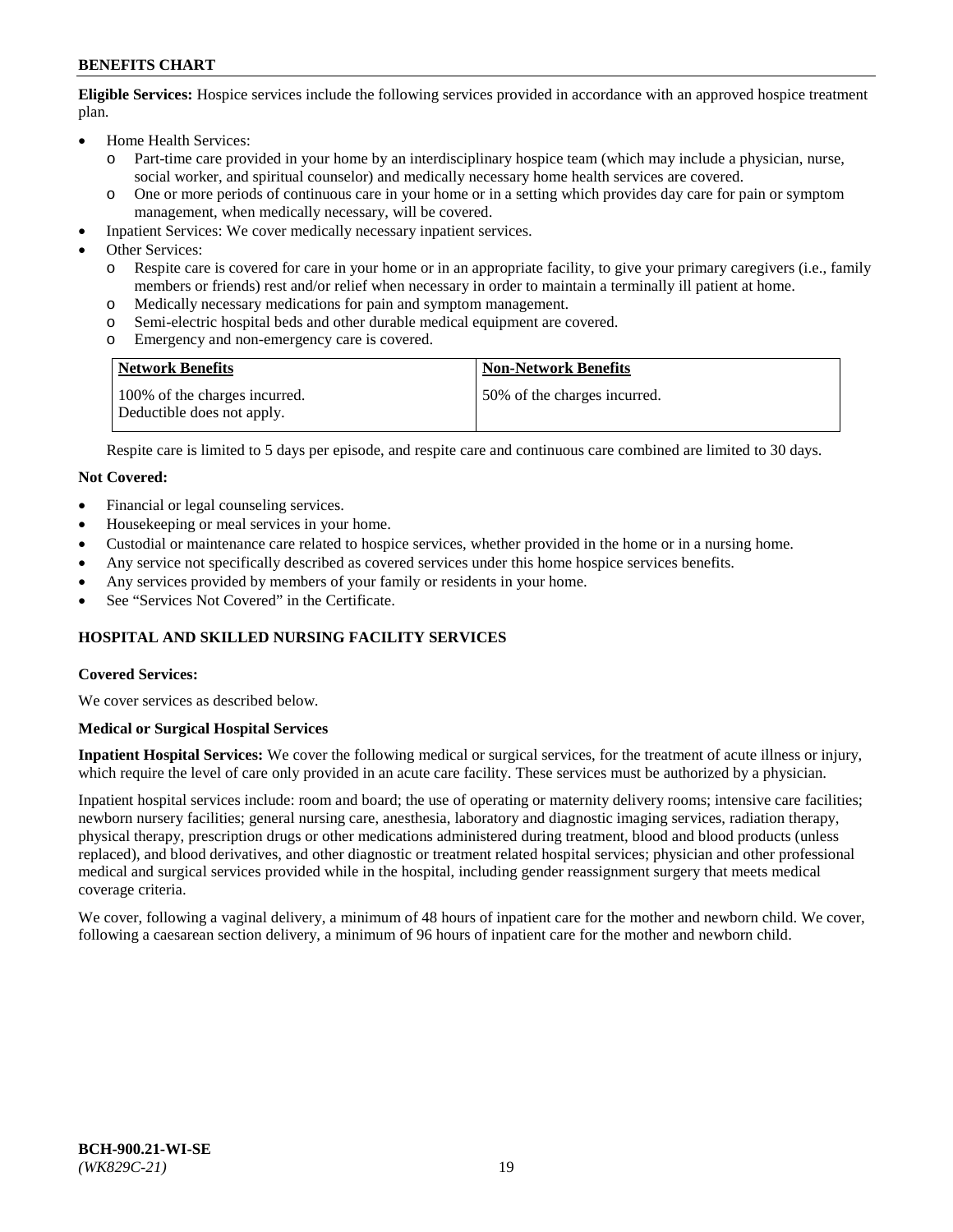**Eligible Services:** Hospice services include the following services provided in accordance with an approved hospice treatment plan.

- Home Health Services:
  - Part-time care provided in your home by an interdisciplinary hospice team (which may include a physician, nurse, social worker, and spiritual counselor) and medically necessary home health services are covered.
  - One or more periods of continuous care in your home or in a setting which provides day care for pain or symptom management, when medically necessary, will be covered.
- Inpatient Services: We cover medically necessary inpatient services.
- Other Services:
  - Respite care is covered for care in your home or in an appropriate facility, to give your primary caregivers (i.e., family members or friends) rest and/or relief when necessary in order to maintain a terminally ill patient at home.
  - Medically necessary medications for pain and symptom management.
  - Semi-electric hospital beds and other durable medical equipment are covered.
  - Emergency and non-emergency care is covered.

| Network Benefits | Non-Network Benefits |
|---|---|
| 100% of the charges incurred. Deductible does not apply. | 50% of the charges incurred. |

Respite care is limited to 5 days per episode, and respite care and continuous care combined are limited to 30 days.

**Not Covered:**

- Financial or legal counseling services.
- Housekeeping or meal services in your home.
- Custodial or maintenance care related to hospice services, whether provided in the home or in a nursing home.
- Any service not specifically described as covered services under this home hospice services benefits.
- Any services provided by members of your family or residents in your home.
- See "Services Not Covered" in the Certificate.

## HOSPITAL AND SKILLED NURSING FACILITY SERVICES

**Covered Services:**

We cover services as described below.

**Medical or Surgical Hospital Services**

**Inpatient Hospital Services:** We cover the following medical or surgical services, for the treatment of acute illness or injury, which require the level of care only provided in an acute care facility. These services must be authorized by a physician.

Inpatient hospital services include: room and board; the use of operating or maternity delivery rooms; intensive care facilities; newborn nursery facilities; general nursing care, anesthesia, laboratory and diagnostic imaging services, radiation therapy, physical therapy, prescription drugs or other medications administered during treatment, blood and blood products (unless replaced), and blood derivatives, and other diagnostic or treatment related hospital services; physician and other professional medical and surgical services provided while in the hospital, including gender reassignment surgery that meets medical coverage criteria.

We cover, following a vaginal delivery, a minimum of 48 hours of inpatient care for the mother and newborn child. We cover, following a caesarean section delivery, a minimum of 96 hours of inpatient care for the mother and newborn child.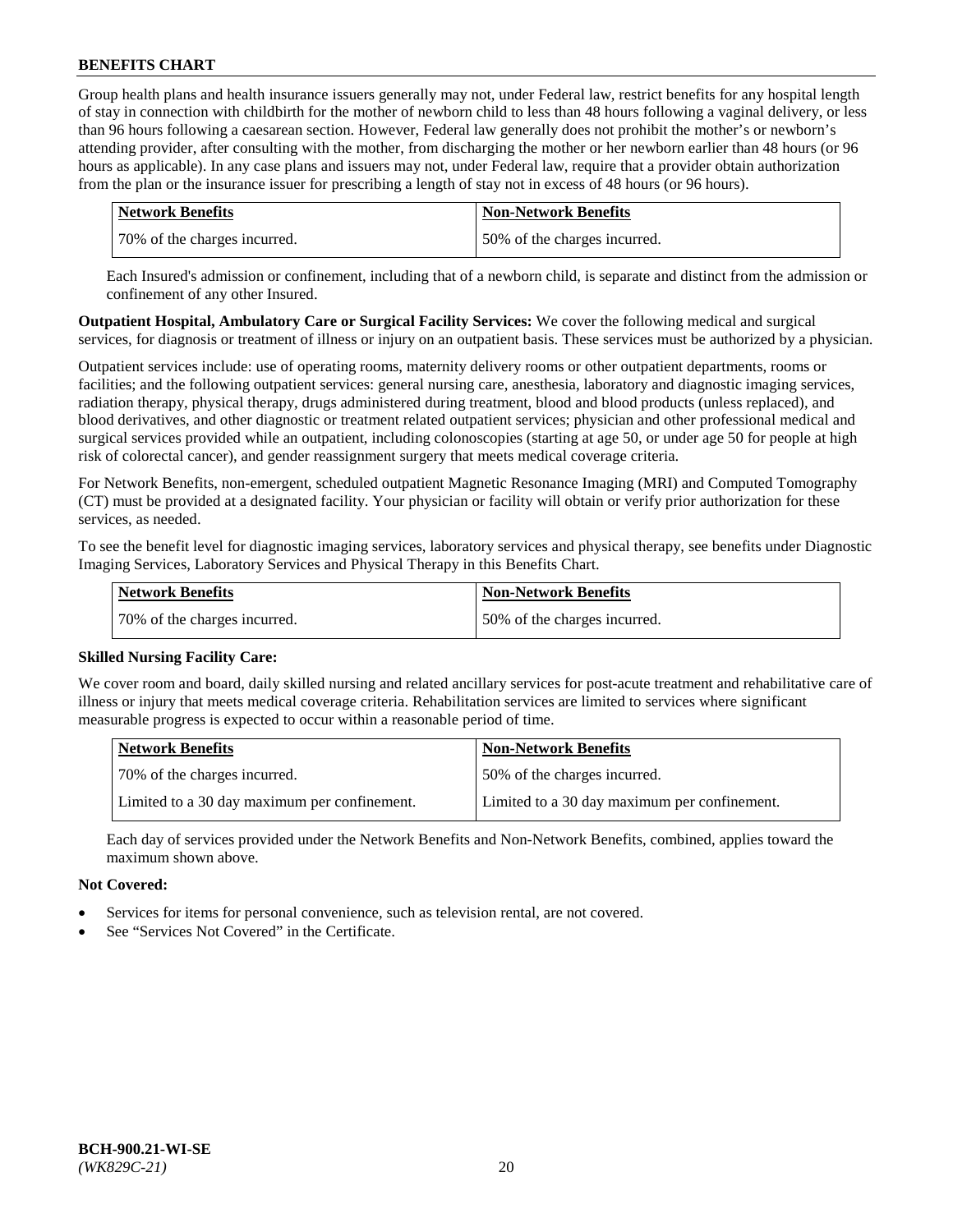Group health plans and health insurance issuers generally may not, under Federal law, restrict benefits for any hospital length of stay in connection with childbirth for the mother of newborn child to less than 48 hours following a vaginal delivery, or less than 96 hours following a caesarean section. However, Federal law generally does not prohibit the mother's or newborn's attending provider, after consulting with the mother, from discharging the mother or her newborn earlier than 48 hours (or 96 hours as applicable). In any case plans and issuers may not, under Federal law, require that a provider obtain authorization from the plan or the insurance issuer for prescribing a length of stay not in excess of 48 hours (or 96 hours).

| Network Benefits | Non-Network Benefits |
|---|---|
| 70% of the charges incurred. | 50% of the charges incurred. |

Each Insured's admission or confinement, including that of a newborn child, is separate and distinct from the admission or confinement of any other Insured.

**Outpatient Hospital, Ambulatory Care or Surgical Facility Services:** We cover the following medical and surgical services, for diagnosis or treatment of illness or injury on an outpatient basis. These services must be authorized by a physician.

Outpatient services include: use of operating rooms, maternity delivery rooms or other outpatient departments, rooms or facilities; and the following outpatient services: general nursing care, anesthesia, laboratory and diagnostic imaging services, radiation therapy, physical therapy, drugs administered during treatment, blood and blood products (unless replaced), and blood derivatives, and other diagnostic or treatment related outpatient services; physician and other professional medical and surgical services provided while an outpatient, including colonoscopies (starting at age 50, or under age 50 for people at high risk of colorectal cancer), and gender reassignment surgery that meets medical coverage criteria.

For Network Benefits, non-emergent, scheduled outpatient Magnetic Resonance Imaging (MRI) and Computed Tomography (CT) must be provided at a designated facility. Your physician or facility will obtain or verify prior authorization for these services, as needed.

To see the benefit level for diagnostic imaging services, laboratory services and physical therapy, see benefits under Diagnostic Imaging Services, Laboratory Services and Physical Therapy in this Benefits Chart.

| Network Benefits | Non-Network Benefits |
|---|---|
| 70% of the charges incurred. | 50% of the charges incurred. |

**Skilled Nursing Facility Care:**

We cover room and board, daily skilled nursing and related ancillary services for post-acute treatment and rehabilitative care of illness or injury that meets medical coverage criteria. Rehabilitation services are limited to services where significant measurable progress is expected to occur within a reasonable period of time.

| Network Benefits | Non-Network Benefits |
|---|---|
| 70% of the charges incurred. | 50% of the charges incurred. |
| Limited to a 30 day maximum per confinement. | Limited to a 30 day maximum per confinement. |

Each day of services provided under the Network Benefits and Non-Network Benefits, combined, applies toward the maximum shown above.

**Not Covered:**

- Services for items for personal convenience, such as television rental, are not covered.
- See "Services Not Covered" in the Certificate.

BCH-900.21-WI-SE
*(WK829C-21)*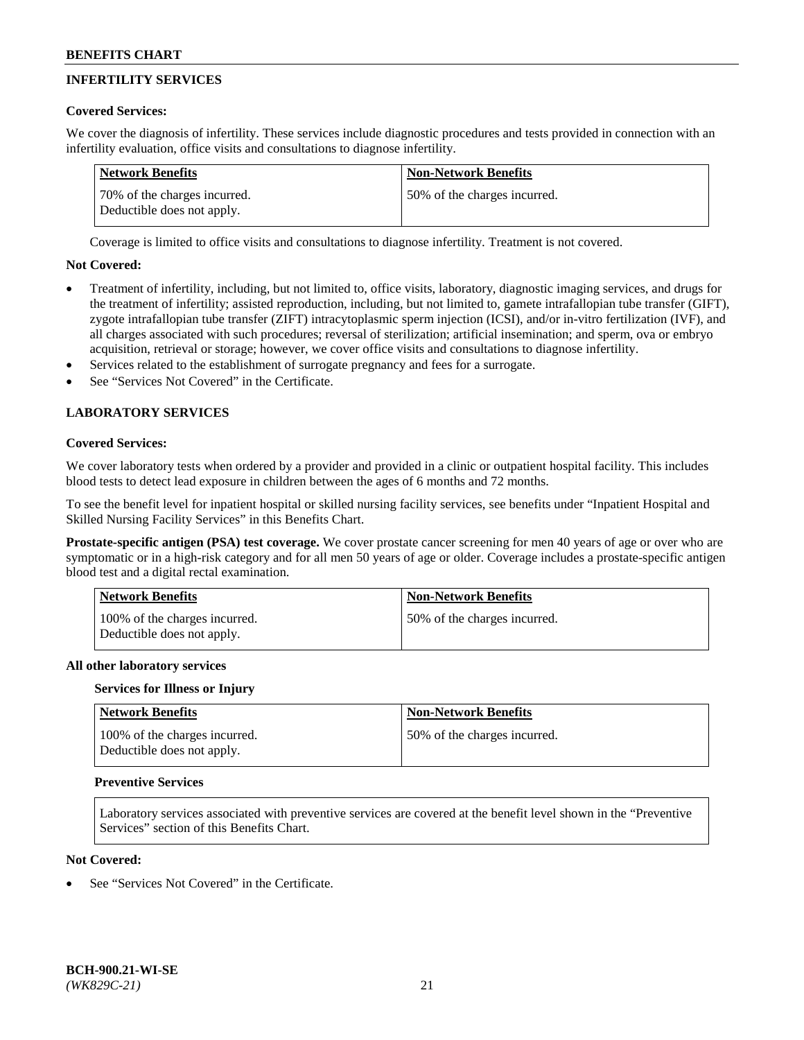## INFERTILITY SERVICES

### Covered Services:

We cover the diagnosis of infertility. These services include diagnostic procedures and tests provided in connection with an infertility evaluation, office visits and consultations to diagnose infertility.

| Network Benefits | Non-Network Benefits |
| --- | --- |
| 70% of the charges incurred. Deductible does not apply. | 50% of the charges incurred. |

Coverage is limited to office visits and consultations to diagnose infertility. Treatment is not covered.

### Not Covered:

- Treatment of infertility, including, but not limited to, office visits, laboratory, diagnostic imaging services, and drugs for the treatment of infertility; assisted reproduction, including, but not limited to, gamete intrafallopian tube transfer (GIFT), zygote intrafallopian tube transfer (ZIFT) intracytoplasmic sperm injection (ICSI), and/or in-vitro fertilization (IVF), and all charges associated with such procedures; reversal of sterilization; artificial insemination; and sperm, ova or embryo acquisition, retrieval or storage; however, we cover office visits and consultations to diagnose infertility.
- Services related to the establishment of surrogate pregnancy and fees for a surrogate.
- See "Services Not Covered" in the Certificate.

## LABORATORY SERVICES

### Covered Services:

We cover laboratory tests when ordered by a provider and provided in a clinic or outpatient hospital facility. This includes blood tests to detect lead exposure in children between the ages of 6 months and 72 months.

To see the benefit level for inpatient hospital or skilled nursing facility services, see benefits under "Inpatient Hospital and Skilled Nursing Facility Services" in this Benefits Chart.

**Prostate-specific antigen (PSA) test coverage.** We cover prostate cancer screening for men 40 years of age or over who are symptomatic or in a high-risk category and for all men 50 years of age or older. Coverage includes a prostate-specific antigen blood test and a digital rectal examination.

| Network Benefits | Non-Network Benefits |
| --- | --- |
| 100% of the charges incurred. Deductible does not apply. | 50% of the charges incurred. |

### All other laboratory services

#### Services for Illness or Injury

| Network Benefits | Non-Network Benefits |
| --- | --- |
| 100% of the charges incurred. Deductible does not apply. | 50% of the charges incurred. |

#### Preventive Services

Laboratory services associated with preventive services are covered at the benefit level shown in the "Preventive Services" section of this Benefits Chart.

### Not Covered:

- See "Services Not Covered" in the Certificate.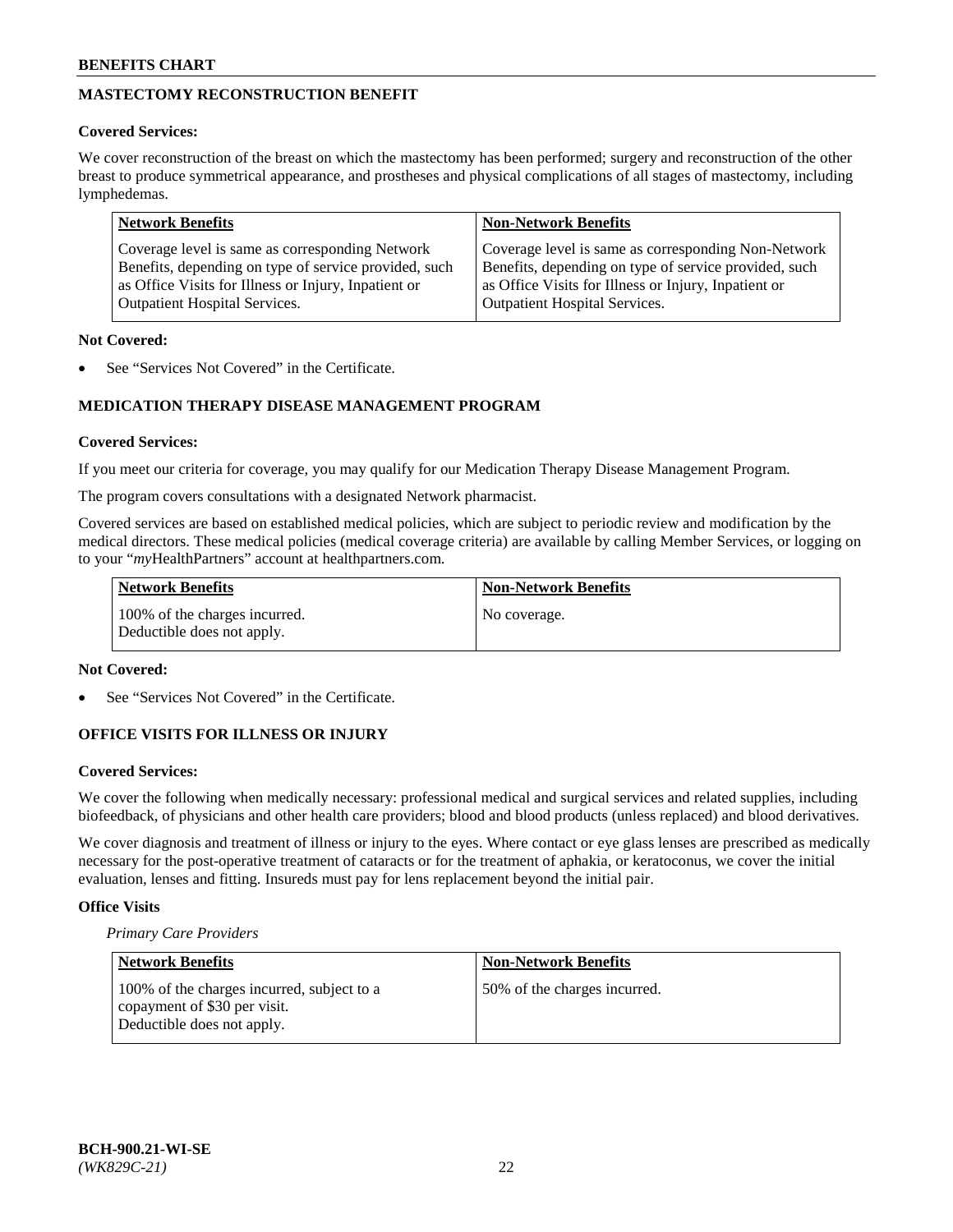## MASTECTOMY RECONSTRUCTION BENEFIT

**Covered Services:**

We cover reconstruction of the breast on which the mastectomy has been performed; surgery and reconstruction of the other breast to produce symmetrical appearance, and prostheses and physical complications of all stages of mastectomy, including lymphedemas.

| Network Benefits | Non-Network Benefits |
|---|---|
| Coverage level is same as corresponding Network Benefits, depending on type of service provided, such as Office Visits for Illness or Injury, Inpatient or Outpatient Hospital Services. | Coverage level is same as corresponding Non-Network Benefits, depending on type of service provided, such as Office Visits for Illness or Injury, Inpatient or Outpatient Hospital Services. |

**Not Covered:**

- See "Services Not Covered" in the Certificate.

## MEDICATION THERAPY DISEASE MANAGEMENT PROGRAM

**Covered Services:**

If you meet our criteria for coverage, you may qualify for our Medication Therapy Disease Management Program.

The program covers consultations with a designated Network pharmacist.

Covered services are based on established medical policies, which are subject to periodic review and modification by the medical directors. These medical policies (medical coverage criteria) are available by calling Member Services, or logging on to your "*my*HealthPartners" account at healthpartners.com.

| Network Benefits | Non-Network Benefits |
|---|---|
| 100% of the charges incurred. Deductible does not apply. | No coverage. |

**Not Covered:**

- See "Services Not Covered" in the Certificate.

## OFFICE VISITS FOR ILLNESS OR INJURY

**Covered Services:**

We cover the following when medically necessary: professional medical and surgical services and related supplies, including biofeedback, of physicians and other health care providers; blood and blood products (unless replaced) and blood derivatives.

We cover diagnosis and treatment of illness or injury to the eyes. Where contact or eye glass lenses are prescribed as medically necessary for the post-operative treatment of cataracts or for the treatment of aphakia, or keratoconus, we cover the initial evaluation, lenses and fitting. Insureds must pay for lens replacement beyond the initial pair.

**Office Visits**

*Primary Care Providers*

| Network Benefits | Non-Network Benefits |
|---|---|
| 100% of the charges incurred, subject to a copayment of $30 per visit. Deductible does not apply. | 50% of the charges incurred. |

BCH-900.21-WI-SE
*(WK829C-21)*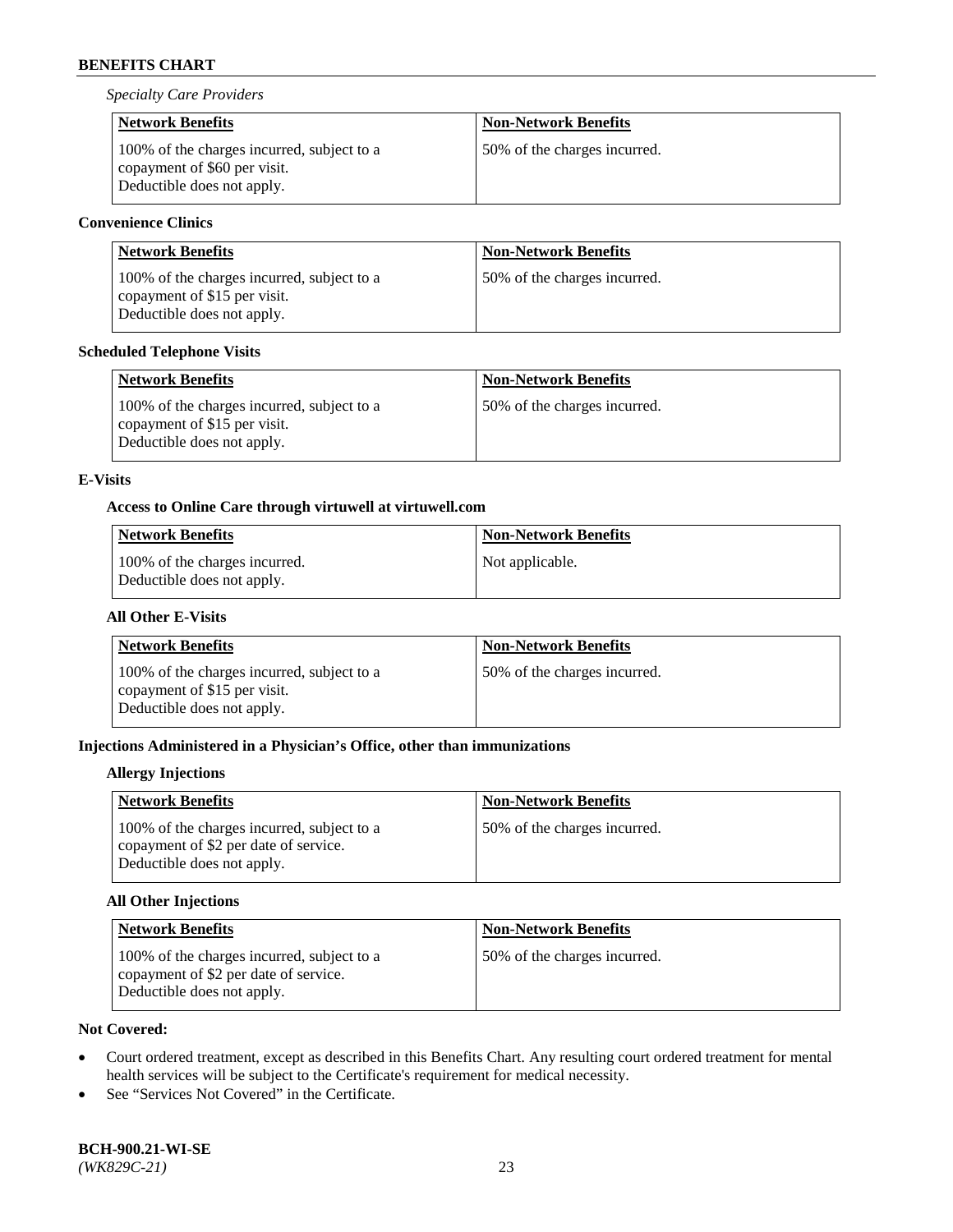*Specialty Care Providers*

| Network Benefits | Non-Network Benefits |
| --- | --- |
| 100% of the charges incurred, subject to a copayment of $60 per visit. Deductible does not apply. | 50% of the charges incurred. |

**Convenience Clinics**

| Network Benefits | Non-Network Benefits |
| --- | --- |
| 100% of the charges incurred, subject to a copayment of $15 per visit. Deductible does not apply. | 50% of the charges incurred. |

**Scheduled Telephone Visits**

| Network Benefits | Non-Network Benefits |
| --- | --- |
| 100% of the charges incurred, subject to a copayment of $15 per visit. Deductible does not apply. | 50% of the charges incurred. |

**E-Visits**

**Access to Online Care through virtuwell at virtuwell.com**

| Network Benefits | Non-Network Benefits |
| --- | --- |
| 100% of the charges incurred. Deductible does not apply. | Not applicable. |

**All Other E-Visits**

| Network Benefits | Non-Network Benefits |
| --- | --- |
| 100% of the charges incurred, subject to a copayment of $15 per visit. Deductible does not apply. | 50% of the charges incurred. |

**Injections Administered in a Physician's Office, other than immunizations**

**Allergy Injections**

| Network Benefits | Non-Network Benefits |
| --- | --- |
| 100% of the charges incurred, subject to a copayment of $2 per date of service. Deductible does not apply. | 50% of the charges incurred. |

**All Other Injections**

| Network Benefits | Non-Network Benefits |
| --- | --- |
| 100% of the charges incurred, subject to a copayment of $2 per date of service. Deductible does not apply. | 50% of the charges incurred. |

**Not Covered:**

- Court ordered treatment, except as described in this Benefits Chart. Any resulting court ordered treatment for mental health services will be subject to the Certificate's requirement for medical necessity.
- See "Services Not Covered" in the Certificate.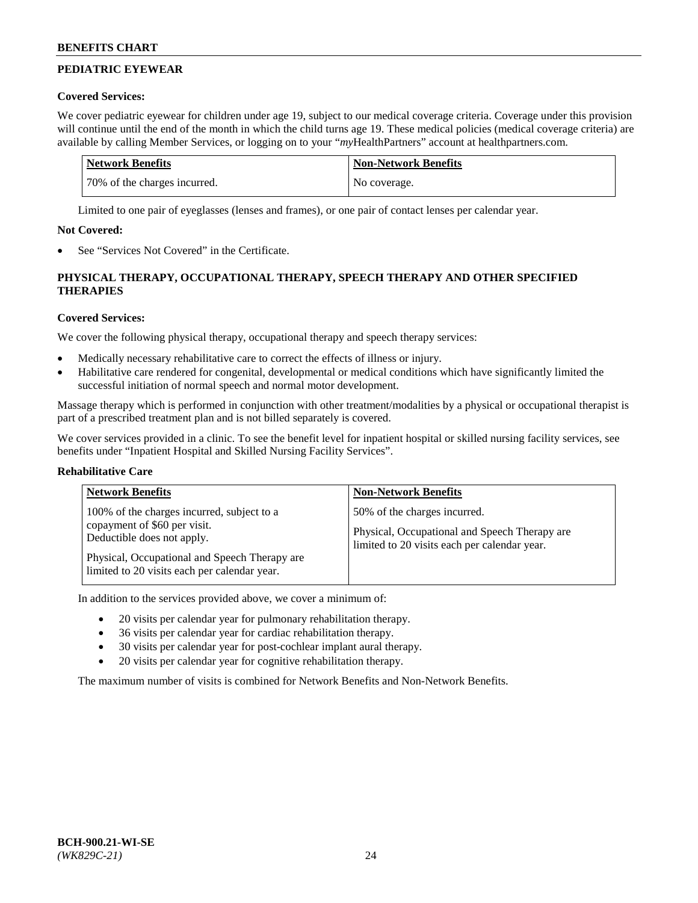## PEDIATRIC EYEWEAR

### Covered Services:

We cover pediatric eyewear for children under age 19, subject to our medical coverage criteria. Coverage under this provision will continue until the end of the month in which the child turns age 19. These medical policies (medical coverage criteria) are available by calling Member Services, or logging on to your "*my*HealthPartners" account at healthpartners.com.

| Network Benefits | Non-Network Benefits |
|---|---|
| 70% of the charges incurred. | No coverage. |

Limited to one pair of eyeglasses (lenses and frames), or one pair of contact lenses per calendar year.

### Not Covered:

- See "Services Not Covered" in the Certificate.

## PHYSICAL THERAPY, OCCUPATIONAL THERAPY, SPEECH THERAPY AND OTHER SPECIFIED THERAPIES

### Covered Services:

We cover the following physical therapy, occupational therapy and speech therapy services:

- Medically necessary rehabilitative care to correct the effects of illness or injury.
- Habilitative care rendered for congenital, developmental or medical conditions which have significantly limited the successful initiation of normal speech and normal motor development.

Massage therapy which is performed in conjunction with other treatment/modalities by a physical or occupational therapist is part of a prescribed treatment plan and is not billed separately is covered.

We cover services provided in a clinic. To see the benefit level for inpatient hospital or skilled nursing facility services, see benefits under "Inpatient Hospital and Skilled Nursing Facility Services".

### Rehabilitative Care

| Network Benefits | Non-Network Benefits |
|---|---|
| 100% of the charges incurred, subject to a copayment of $60 per visit. Deductible does not apply.<br><br>Physical, Occupational and Speech Therapy are limited to 20 visits each per calendar year. | 50% of the charges incurred.<br><br>Physical, Occupational and Speech Therapy are limited to 20 visits each per calendar year. |

In addition to the services provided above, we cover a minimum of:

- 20 visits per calendar year for pulmonary rehabilitation therapy.
- 36 visits per calendar year for cardiac rehabilitation therapy.
- 30 visits per calendar year for post-cochlear implant aural therapy.
- 20 visits per calendar year for cognitive rehabilitation therapy.

The maximum number of visits is combined for Network Benefits and Non-Network Benefits.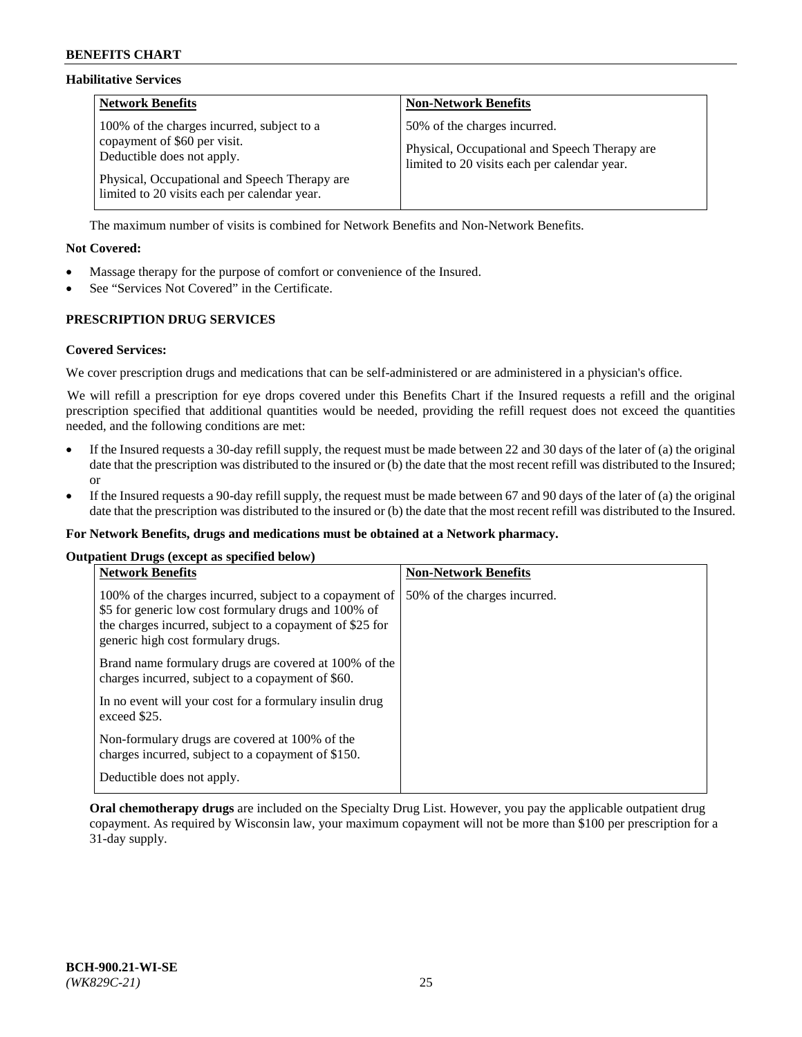### Habilitative Services

| Network Benefits | Non-Network Benefits |
| --- | --- |
| 100% of the charges incurred, subject to a copayment of $60 per visit. Deductible does not apply.<br><br>Physical, Occupational and Speech Therapy are limited to 20 visits each per calendar year. | 50% of the charges incurred.<br><br>Physical, Occupational and Speech Therapy are limited to 20 visits each per calendar year. |

The maximum number of visits is combined for Network Benefits and Non-Network Benefits.

**Not Covered:**

- Massage therapy for the purpose of comfort or convenience of the Insured.
- See "Services Not Covered" in the Certificate.

## PRESCRIPTION DRUG SERVICES

**Covered Services:**

We cover prescription drugs and medications that can be self-administered or are administered in a physician's office.

We will refill a prescription for eye drops covered under this Benefits Chart if the Insured requests a refill and the original prescription specified that additional quantities would be needed, providing the refill request does not exceed the quantities needed, and the following conditions are met:

- If the Insured requests a 30-day refill supply, the request must be made between 22 and 30 days of the later of (a) the original date that the prescription was distributed to the insured or (b) the date that the most recent refill was distributed to the Insured; or
- If the Insured requests a 90-day refill supply, the request must be made between 67 and 90 days of the later of (a) the original date that the prescription was distributed to the insured or (b) the date that the most recent refill was distributed to the Insured.

**For Network Benefits, drugs and medications must be obtained at a Network pharmacy.**

**Outpatient Drugs (except as specified below)**

| Network Benefits | Non-Network Benefits |
| --- | --- |
| 100% of the charges incurred, subject to a copayment of $5 for generic low cost formulary drugs and 100% of the charges incurred, subject to a copayment of $25 for generic high cost formulary drugs.<br><br>Brand name formulary drugs are covered at 100% of the charges incurred, subject to a copayment of $60.<br><br>In no event will your cost for a formulary insulin drug exceed $25.<br><br>Non-formulary drugs are covered at 100% of the charges incurred, subject to a copayment of $150.<br><br>Deductible does not apply. | 50% of the charges incurred. |

**Oral chemotherapy drugs** are included on the Specialty Drug List. However, you pay the applicable outpatient drug copayment. As required by Wisconsin law, your maximum copayment will not be more than $100 per prescription for a 31-day supply.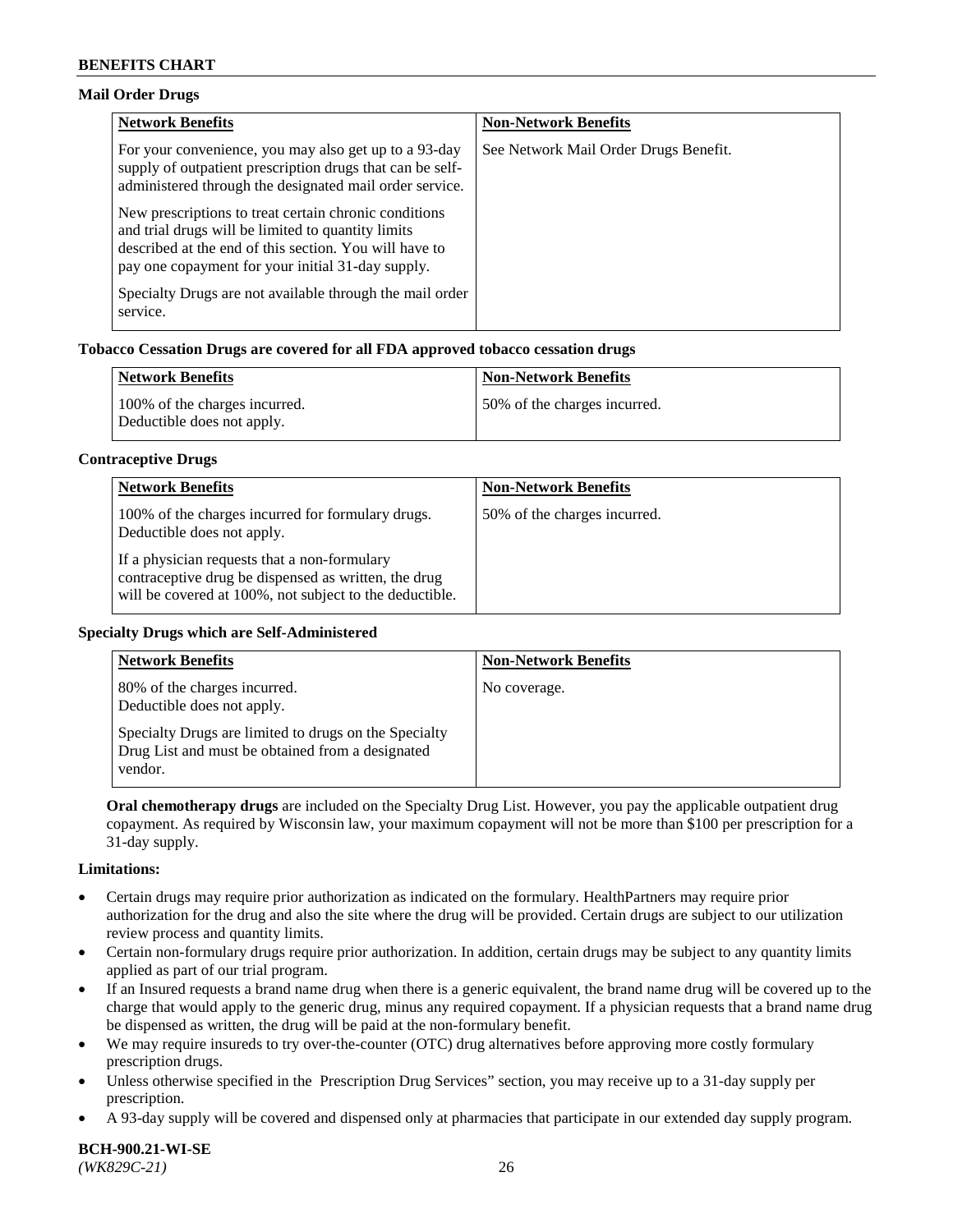**Mail Order Drugs**

| Network Benefits | Non-Network Benefits |
|---|---|
| For your convenience, you may also get up to a 93-day supply of outpatient prescription drugs that can be self-administered through the designated mail order service.<br><br>New prescriptions to treat certain chronic conditions and trial drugs will be limited to quantity limits described at the end of this section. You will have to pay one copayment for your initial 31-day supply.<br><br>Specialty Drugs are not available through the mail order service. | See Network Mail Order Drugs Benefit. |

**Tobacco Cessation Drugs are covered for all FDA approved tobacco cessation drugs**

| Network Benefits | Non-Network Benefits |
|---|---|
| 100% of the charges incurred.<br>Deductible does not apply. | 50% of the charges incurred. |

**Contraceptive Drugs**

| Network Benefits | Non-Network Benefits |
|---|---|
| 100% of the charges incurred for formulary drugs. Deductible does not apply.<br><br>If a physician requests that a non-formulary contraceptive drug be dispensed as written, the drug will be covered at 100%, not subject to the deductible. | 50% of the charges incurred. |

**Specialty Drugs which are Self-Administered**

| Network Benefits | Non-Network Benefits |
|---|---|
| 80% of the charges incurred.<br>Deductible does not apply.<br><br>Specialty Drugs are limited to drugs on the Specialty Drug List and must be obtained from a designated vendor. | No coverage. |

**Oral chemotherapy drugs** are included on the Specialty Drug List. However, you pay the applicable outpatient drug copayment. As required by Wisconsin law, your maximum copayment will not be more than $100 per prescription for a 31-day supply.

**Limitations:**

- Certain drugs may require prior authorization as indicated on the formulary. HealthPartners may require prior authorization for the drug and also the site where the drug will be provided. Certain drugs are subject to our utilization review process and quantity limits.
- Certain non-formulary drugs require prior authorization. In addition, certain drugs may be subject to any quantity limits applied as part of our trial program.
- If an Insured requests a brand name drug when there is a generic equivalent, the brand name drug will be covered up to the charge that would apply to the generic drug, minus any required copayment. If a physician requests that a brand name drug be dispensed as written, the drug will be paid at the non-formulary benefit.
- We may require insureds to try over-the-counter (OTC) drug alternatives before approving more costly formulary prescription drugs.
- Unless otherwise specified in the Prescription Drug Services" section, you may receive up to a 31-day supply per prescription.
- A 93-day supply will be covered and dispensed only at pharmacies that participate in our extended day supply program.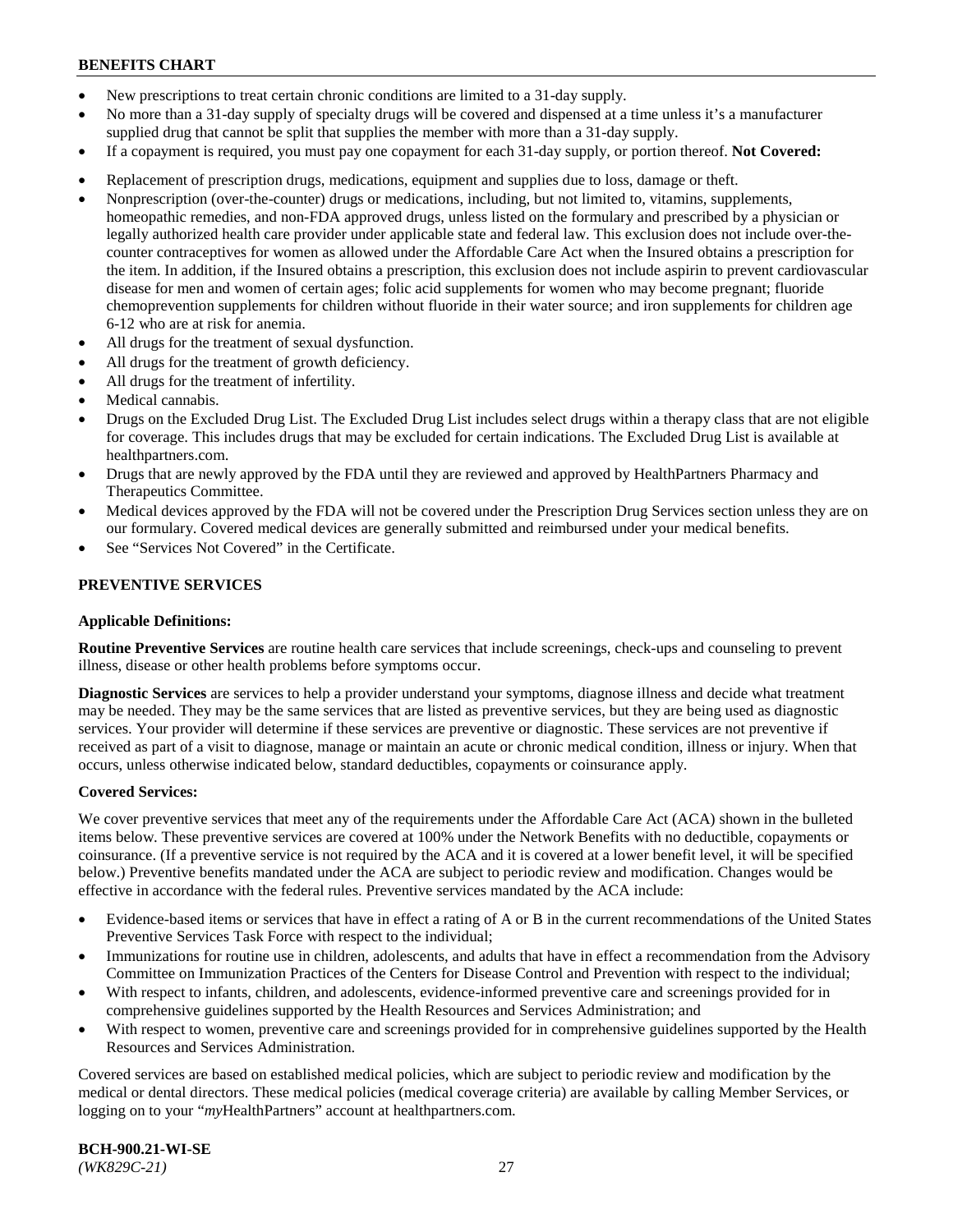- New prescriptions to treat certain chronic conditions are limited to a 31-day supply.
- No more than a 31-day supply of specialty drugs will be covered and dispensed at a time unless it's a manufacturer supplied drug that cannot be split that supplies the member with more than a 31-day supply.
- If a copayment is required, you must pay one copayment for each 31-day supply, or portion thereof. **Not Covered:**
- Replacement of prescription drugs, medications, equipment and supplies due to loss, damage or theft.
- Nonprescription (over-the-counter) drugs or medications, including, but not limited to, vitamins, supplements, homeopathic remedies, and non-FDA approved drugs, unless listed on the formulary and prescribed by a physician or legally authorized health care provider under applicable state and federal law. This exclusion does not include over-the-counter contraceptives for women as allowed under the Affordable Care Act when the Insured obtains a prescription for the item. In addition, if the Insured obtains a prescription, this exclusion does not include aspirin to prevent cardiovascular disease for men and women of certain ages; folic acid supplements for women who may become pregnant; fluoride chemoprevention supplements for children without fluoride in their water source; and iron supplements for children age 6-12 who are at risk for anemia.
- All drugs for the treatment of sexual dysfunction.
- All drugs for the treatment of growth deficiency.
- All drugs for the treatment of infertility.
- Medical cannabis.
- Drugs on the Excluded Drug List. The Excluded Drug List includes select drugs within a therapy class that are not eligible for coverage. This includes drugs that may be excluded for certain indications. The Excluded Drug List is available at healthpartners.com.
- Drugs that are newly approved by the FDA until they are reviewed and approved by HealthPartners Pharmacy and Therapeutics Committee.
- Medical devices approved by the FDA will not be covered under the Prescription Drug Services section unless they are on our formulary. Covered medical devices are generally submitted and reimbursed under your medical benefits.
- See "Services Not Covered" in the Certificate.

## PREVENTIVE SERVICES

### Applicable Definitions:

**Routine Preventive Services** are routine health care services that include screenings, check-ups and counseling to prevent illness, disease or other health problems before symptoms occur.

**Diagnostic Services** are services to help a provider understand your symptoms, diagnose illness and decide what treatment may be needed. They may be the same services that are listed as preventive services, but they are being used as diagnostic services. Your provider will determine if these services are preventive or diagnostic. These services are not preventive if received as part of a visit to diagnose, manage or maintain an acute or chronic medical condition, illness or injury. When that occurs, unless otherwise indicated below, standard deductibles, copayments or coinsurance apply.

### Covered Services:

We cover preventive services that meet any of the requirements under the Affordable Care Act (ACA) shown in the bulleted items below. These preventive services are covered at 100% under the Network Benefits with no deductible, copayments or coinsurance. (If a preventive service is not required by the ACA and it is covered at a lower benefit level, it will be specified below.) Preventive benefits mandated under the ACA are subject to periodic review and modification. Changes would be effective in accordance with the federal rules. Preventive services mandated by the ACA include:

- Evidence-based items or services that have in effect a rating of A or B in the current recommendations of the United States Preventive Services Task Force with respect to the individual;
- Immunizations for routine use in children, adolescents, and adults that have in effect a recommendation from the Advisory Committee on Immunization Practices of the Centers for Disease Control and Prevention with respect to the individual;
- With respect to infants, children, and adolescents, evidence-informed preventive care and screenings provided for in comprehensive guidelines supported by the Health Resources and Services Administration; and
- With respect to women, preventive care and screenings provided for in comprehensive guidelines supported by the Health Resources and Services Administration.

Covered services are based on established medical policies, which are subject to periodic review and modification by the medical or dental directors. These medical policies (medical coverage criteria) are available by calling Member Services, or logging on to your "*my*HealthPartners" account at healthpartners.com.

**BCH-900.21-WI-SE**
*(WK829C-21)*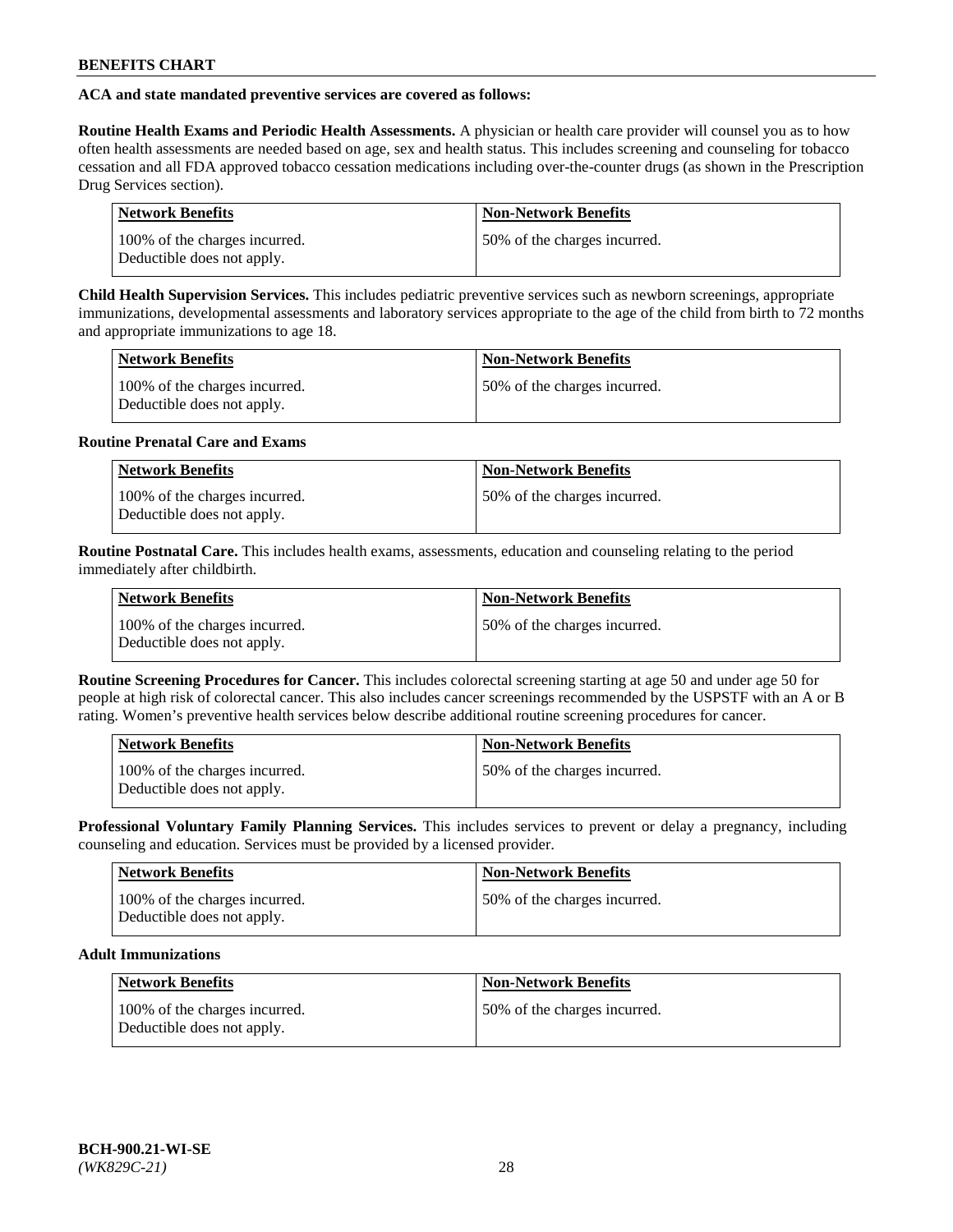**ACA and state mandated preventive services are covered as follows:**

**Routine Health Exams and Periodic Health Assessments.** A physician or health care provider will counsel you as to how often health assessments are needed based on age, sex and health status. This includes screening and counseling for tobacco cessation and all FDA approved tobacco cessation medications including over-the-counter drugs (as shown in the Prescription Drug Services section).

| Network Benefits | Non-Network Benefits |
| --- | --- |
| 100% of the charges incurred. Deductible does not apply. | 50% of the charges incurred. |

**Child Health Supervision Services.** This includes pediatric preventive services such as newborn screenings, appropriate immunizations, developmental assessments and laboratory services appropriate to the age of the child from birth to 72 months and appropriate immunizations to age 18.

| Network Benefits | Non-Network Benefits |
| --- | --- |
| 100% of the charges incurred. Deductible does not apply. | 50% of the charges incurred. |

**Routine Prenatal Care and Exams**

| Network Benefits | Non-Network Benefits |
| --- | --- |
| 100% of the charges incurred. Deductible does not apply. | 50% of the charges incurred. |

**Routine Postnatal Care.** This includes health exams, assessments, education and counseling relating to the period immediately after childbirth.

| Network Benefits | Non-Network Benefits |
| --- | --- |
| 100% of the charges incurred. Deductible does not apply. | 50% of the charges incurred. |

**Routine Screening Procedures for Cancer.** This includes colorectal screening starting at age 50 and under age 50 for people at high risk of colorectal cancer. This also includes cancer screenings recommended by the USPSTF with an A or B rating. Women's preventive health services below describe additional routine screening procedures for cancer.

| Network Benefits | Non-Network Benefits |
| --- | --- |
| 100% of the charges incurred. Deductible does not apply. | 50% of the charges incurred. |

**Professional Voluntary Family Planning Services.** This includes services to prevent or delay a pregnancy, including counseling and education. Services must be provided by a licensed provider.

| Network Benefits | Non-Network Benefits |
| --- | --- |
| 100% of the charges incurred. Deductible does not apply. | 50% of the charges incurred. |

**Adult Immunizations**

| Network Benefits | Non-Network Benefits |
| --- | --- |
| 100% of the charges incurred. Deductible does not apply. | 50% of the charges incurred. |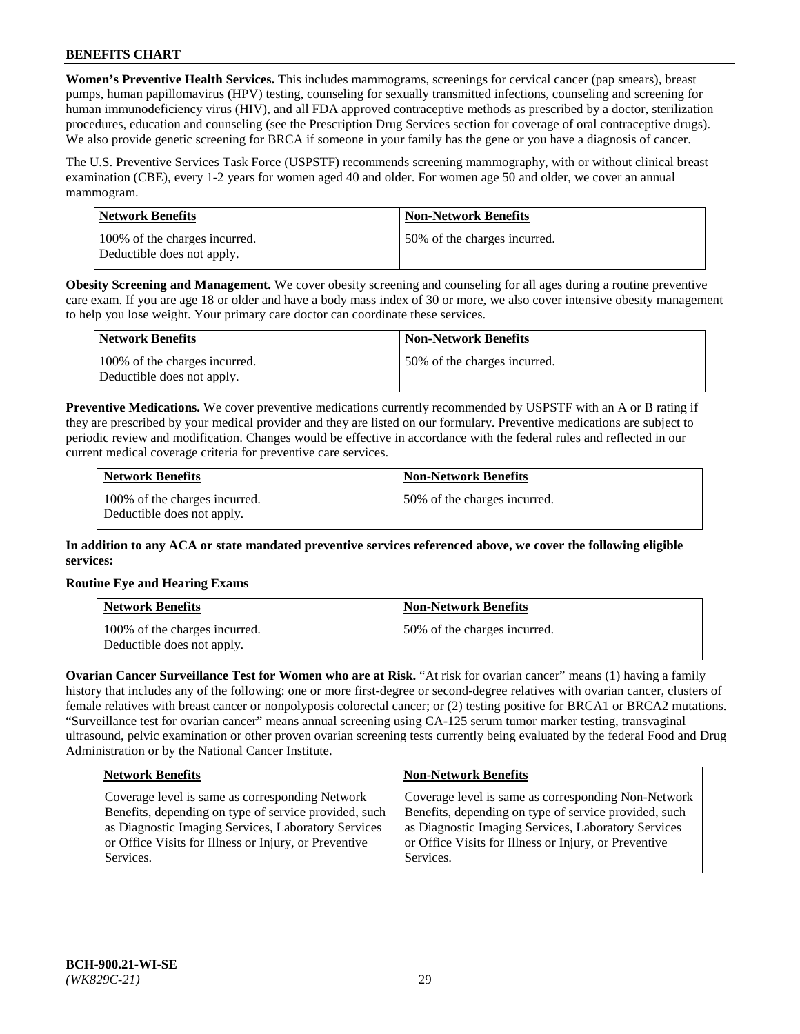**Women's Preventive Health Services.** This includes mammograms, screenings for cervical cancer (pap smears), breast pumps, human papillomavirus (HPV) testing, counseling for sexually transmitted infections, counseling and screening for human immunodeficiency virus (HIV), and all FDA approved contraceptive methods as prescribed by a doctor, sterilization procedures, education and counseling (see the Prescription Drug Services section for coverage of oral contraceptive drugs). We also provide genetic screening for BRCA if someone in your family has the gene or you have a diagnosis of cancer.

The U.S. Preventive Services Task Force (USPSTF) recommends screening mammography, with or without clinical breast examination (CBE), every 1-2 years for women aged 40 and older. For women age 50 and older, we cover an annual mammogram.

| Network Benefits | Non-Network Benefits |
|---|---|
| 100% of the charges incurred. Deductible does not apply. | 50% of the charges incurred. |

**Obesity Screening and Management.** We cover obesity screening and counseling for all ages during a routine preventive care exam. If you are age 18 or older and have a body mass index of 30 or more, we also cover intensive obesity management to help you lose weight. Your primary care doctor can coordinate these services.

| Network Benefits | Non-Network Benefits |
|---|---|
| 100% of the charges incurred. Deductible does not apply. | 50% of the charges incurred. |

**Preventive Medications.** We cover preventive medications currently recommended by USPSTF with an A or B rating if they are prescribed by your medical provider and they are listed on our formulary. Preventive medications are subject to periodic review and modification. Changes would be effective in accordance with the federal rules and reflected in our current medical coverage criteria for preventive care services.

| Network Benefits | Non-Network Benefits |
|---|---|
| 100% of the charges incurred. Deductible does not apply. | 50% of the charges incurred. |

**In addition to any ACA or state mandated preventive services referenced above, we cover the following eligible services:**

**Routine Eye and Hearing Exams**

| Network Benefits | Non-Network Benefits |
|---|---|
| 100% of the charges incurred. Deductible does not apply. | 50% of the charges incurred. |

**Ovarian Cancer Surveillance Test for Women who are at Risk.** "At risk for ovarian cancer" means (1) having a family history that includes any of the following: one or more first-degree or second-degree relatives with ovarian cancer, clusters of female relatives with breast cancer or nonpolyposis colorectal cancer; or (2) testing positive for BRCA1 or BRCA2 mutations. "Surveillance test for ovarian cancer" means annual screening using CA-125 serum tumor marker testing, transvaginal ultrasound, pelvic examination or other proven ovarian screening tests currently being evaluated by the federal Food and Drug Administration or by the National Cancer Institute.

| Network Benefits | Non-Network Benefits |
|---|---|
| Coverage level is same as corresponding Network Benefits, depending on type of service provided, such as Diagnostic Imaging Services, Laboratory Services or Office Visits for Illness or Injury, or Preventive Services. | Coverage level is same as corresponding Non-Network Benefits, depending on type of service provided, such as Diagnostic Imaging Services, Laboratory Services or Office Visits for Illness or Injury, or Preventive Services. |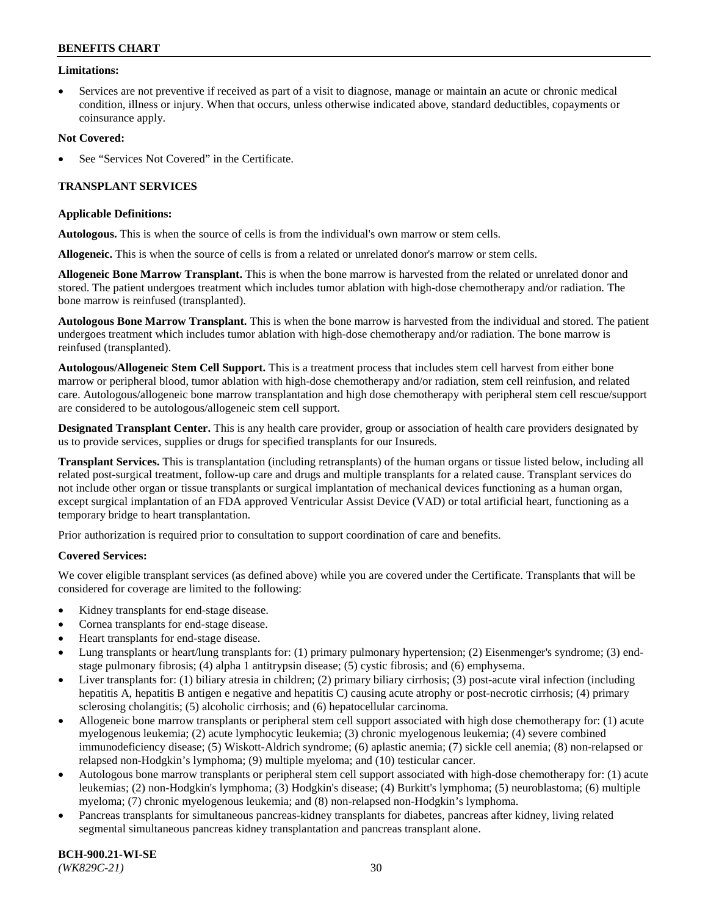**Limitations:**

- Services are not preventive if received as part of a visit to diagnose, manage or maintain an acute or chronic medical condition, illness or injury. When that occurs, unless otherwise indicated above, standard deductibles, copayments or coinsurance apply.

**Not Covered:**

- See "Services Not Covered" in the Certificate.

## TRANSPLANT SERVICES

**Applicable Definitions:**

**Autologous.** This is when the source of cells is from the individual's own marrow or stem cells.

**Allogeneic.** This is when the source of cells is from a related or unrelated donor's marrow or stem cells.

**Allogeneic Bone Marrow Transplant.** This is when the bone marrow is harvested from the related or unrelated donor and stored. The patient undergoes treatment which includes tumor ablation with high-dose chemotherapy and/or radiation. The bone marrow is reinfused (transplanted).

**Autologous Bone Marrow Transplant.** This is when the bone marrow is harvested from the individual and stored. The patient undergoes treatment which includes tumor ablation with high-dose chemotherapy and/or radiation. The bone marrow is reinfused (transplanted).

**Autologous/Allogeneic Stem Cell Support.** This is a treatment process that includes stem cell harvest from either bone marrow or peripheral blood, tumor ablation with high-dose chemotherapy and/or radiation, stem cell reinfusion, and related care. Autologous/allogeneic bone marrow transplantation and high dose chemotherapy with peripheral stem cell rescue/support are considered to be autologous/allogeneic stem cell support.

**Designated Transplant Center.** This is any health care provider, group or association of health care providers designated by us to provide services, supplies or drugs for specified transplants for our Insureds.

**Transplant Services.** This is transplantation (including retransplants) of the human organs or tissue listed below, including all related post-surgical treatment, follow-up care and drugs and multiple transplants for a related cause. Transplant services do not include other organ or tissue transplants or surgical implantation of mechanical devices functioning as a human organ, except surgical implantation of an FDA approved Ventricular Assist Device (VAD) or total artificial heart, functioning as a temporary bridge to heart transplantation.

Prior authorization is required prior to consultation to support coordination of care and benefits.

**Covered Services:**

We cover eligible transplant services (as defined above) while you are covered under the Certificate. Transplants that will be considered for coverage are limited to the following:

- Kidney transplants for end-stage disease.
- Cornea transplants for end-stage disease.
- Heart transplants for end-stage disease.
- Lung transplants or heart/lung transplants for: (1) primary pulmonary hypertension; (2) Eisenmenger's syndrome; (3) end-stage pulmonary fibrosis; (4) alpha 1 antitrypsin disease; (5) cystic fibrosis; and (6) emphysema.
- Liver transplants for: (1) biliary atresia in children; (2) primary biliary cirrhosis; (3) post-acute viral infection (including hepatitis A, hepatitis B antigen e negative and hepatitis C) causing acute atrophy or post-necrotic cirrhosis; (4) primary sclerosing cholangitis; (5) alcoholic cirrhosis; and (6) hepatocellular carcinoma.
- Allogeneic bone marrow transplants or peripheral stem cell support associated with high dose chemotherapy for: (1) acute myelogenous leukemia; (2) acute lymphocytic leukemia; (3) chronic myelogenous leukemia; (4) severe combined immunodeficiency disease; (5) Wiskott-Aldrich syndrome; (6) aplastic anemia; (7) sickle cell anemia; (8) non-relapsed or relapsed non-Hodgkin's lymphoma; (9) multiple myeloma; and (10) testicular cancer.
- Autologous bone marrow transplants or peripheral stem cell support associated with high-dose chemotherapy for: (1) acute leukemias; (2) non-Hodgkin's lymphoma; (3) Hodgkin's disease; (4) Burkitt's lymphoma; (5) neuroblastoma; (6) multiple myeloma; (7) chronic myelogenous leukemia; and (8) non-relapsed non-Hodgkin's lymphoma.
- Pancreas transplants for simultaneous pancreas-kidney transplants for diabetes, pancreas after kidney, living related segmental simultaneous pancreas kidney transplantation and pancreas transplant alone.

**BCH-900.21-WI-SE**
*(WK829C-21)*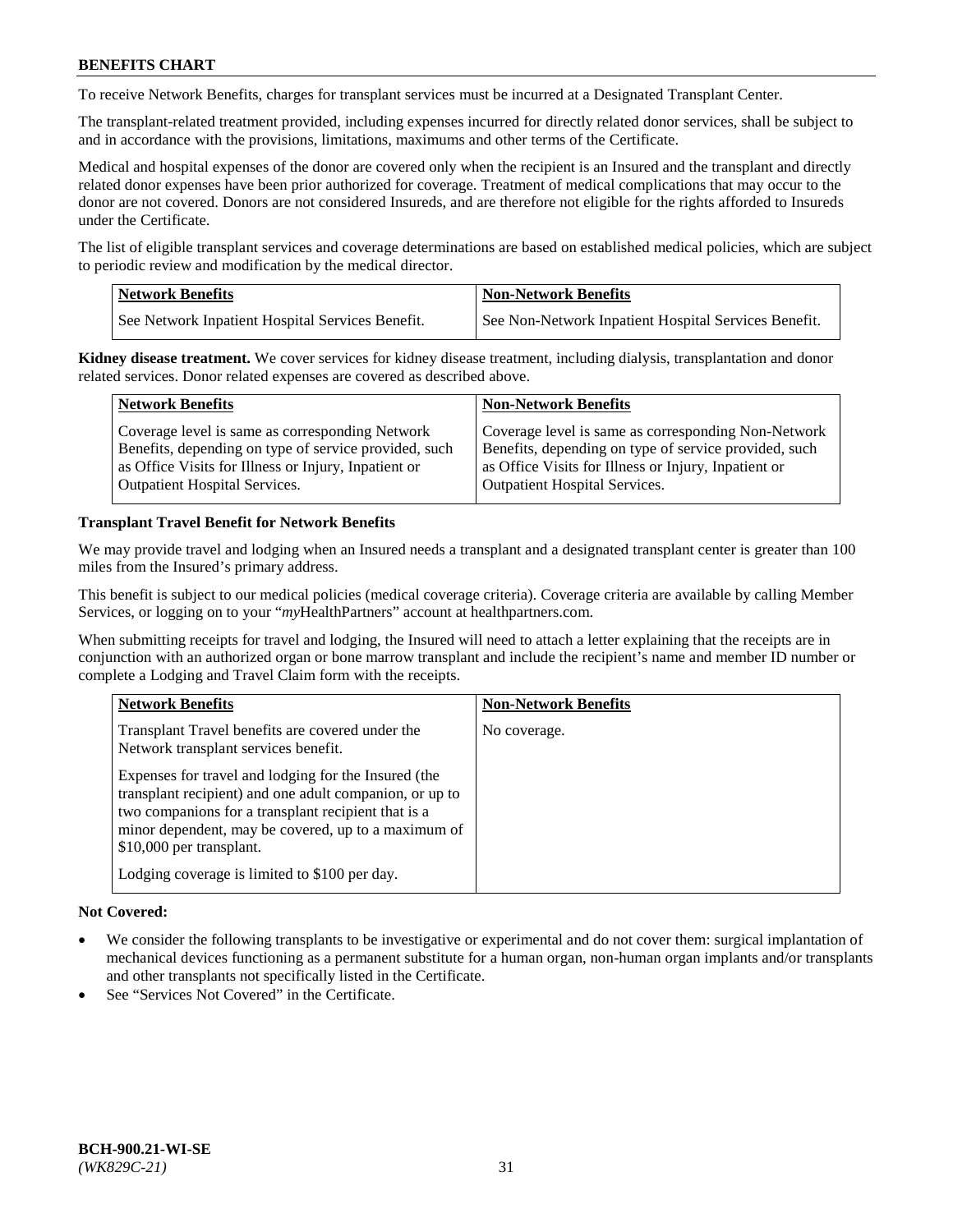To receive Network Benefits, charges for transplant services must be incurred at a Designated Transplant Center.

The transplant-related treatment provided, including expenses incurred for directly related donor services, shall be subject to and in accordance with the provisions, limitations, maximums and other terms of the Certificate.

Medical and hospital expenses of the donor are covered only when the recipient is an Insured and the transplant and directly related donor expenses have been prior authorized for coverage. Treatment of medical complications that may occur to the donor are not covered. Donors are not considered Insureds, and are therefore not eligible for the rights afforded to Insureds under the Certificate.

The list of eligible transplant services and coverage determinations are based on established medical policies, which are subject to periodic review and modification by the medical director.

| Network Benefits | Non-Network Benefits |
|---|---|
| See Network Inpatient Hospital Services Benefit. | See Non-Network Inpatient Hospital Services Benefit. |

**Kidney disease treatment.** We cover services for kidney disease treatment, including dialysis, transplantation and donor related services. Donor related expenses are covered as described above.

| Network Benefits | Non-Network Benefits |
|---|---|
| Coverage level is same as corresponding Network Benefits, depending on type of service provided, such as Office Visits for Illness or Injury, Inpatient or Outpatient Hospital Services. | Coverage level is same as corresponding Non-Network Benefits, depending on type of service provided, such as Office Visits for Illness or Injury, Inpatient or Outpatient Hospital Services. |

**Transplant Travel Benefit for Network Benefits**

We may provide travel and lodging when an Insured needs a transplant and a designated transplant center is greater than 100 miles from the Insured's primary address.

This benefit is subject to our medical policies (medical coverage criteria). Coverage criteria are available by calling Member Services, or logging on to your "*my*HealthPartners" account at healthpartners.com.

When submitting receipts for travel and lodging, the Insured will need to attach a letter explaining that the receipts are in conjunction with an authorized organ or bone marrow transplant and include the recipient's name and member ID number or complete a Lodging and Travel Claim form with the receipts.

| Network Benefits | Non-Network Benefits |
|---|---|
| Transplant Travel benefits are covered under the Network transplant services benefit.<br><br>Expenses for travel and lodging for the Insured (the transplant recipient) and one adult companion, or up to two companions for a transplant recipient that is a minor dependent, may be covered, up to a maximum of $10,000 per transplant.<br><br>Lodging coverage is limited to $100 per day. | No coverage. |

**Not Covered:**

- We consider the following transplants to be investigative or experimental and do not cover them: surgical implantation of mechanical devices functioning as a permanent substitute for a human organ, non-human organ implants and/or transplants and other transplants not specifically listed in the Certificate.
- See "Services Not Covered" in the Certificate.